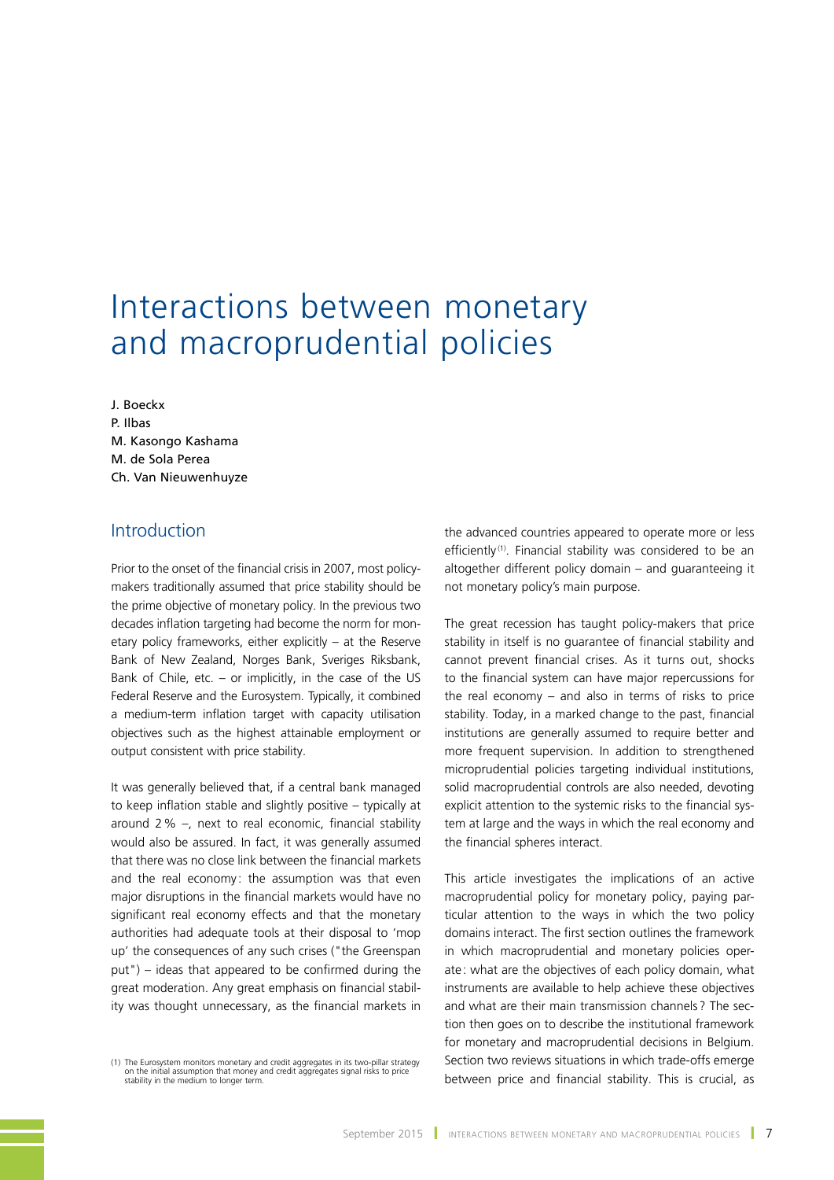# Interactions between monetary and macroprudential policies

J. Boeckx
P. Ilbas
M. Kasongo Kashama
M. de Sola Perea
Ch. Van Nieuwenhuyze

## Introduction

Prior to the onset of the financial crisis in 2007, most policy-makers traditionally assumed that price stability should be the prime objective of monetary policy. In the previous two decades inflation targeting had become the norm for monetary policy frameworks, either explicitly – at the Reserve Bank of New Zealand, Norges Bank, Sveriges Riksbank, Bank of Chile, etc. – or implicitly, in the case of the US Federal Reserve and the Eurosystem. Typically, it combined a medium-term inflation target with capacity utilisation objectives such as the highest attainable employment or output consistent with price stability.

It was generally believed that, if a central bank managed to keep inflation stable and slightly positive – typically at around 2 % –, next to real economic, financial stability would also be assured. In fact, it was generally assumed that there was no close link between the financial markets and the real economy: the assumption was that even major disruptions in the financial markets would have no significant real economy effects and that the monetary authorities had adequate tools at their disposal to 'mop up' the consequences of any such crises ("the Greenspan put") – ideas that appeared to be confirmed during the great moderation. Any great emphasis on financial stability was thought unnecessary, as the financial markets in the advanced countries appeared to operate more or less efficiently[1]. Financial stability was considered to be an altogether different policy domain – and guaranteeing it not monetary policy's main purpose.

The great recession has taught policy-makers that price stability in itself is no guarantee of financial stability and cannot prevent financial crises. As it turns out, shocks to the financial system can have major repercussions for the real economy – and also in terms of risks to price stability. Today, in a marked change to the past, financial institutions are generally assumed to require better and more frequent supervision. In addition to strengthened microprudential policies targeting individual institutions, solid macroprudential controls are also needed, devoting explicit attention to the systemic risks to the financial system at large and the ways in which the real economy and the financial spheres interact.

This article investigates the implications of an active macroprudential policy for monetary policy, paying particular attention to the ways in which the two policy domains interact. The first section outlines the framework in which macroprudential and monetary policies operate: what are the objectives of each policy domain, what instruments are available to help achieve these objectives and what are their main transmission channels? The section then goes on to describe the institutional framework for monetary and macroprudential decisions in Belgium. Section two reviews situations in which trade-offs emerge between price and financial stability. This is crucial, as

(1) The Eurosystem monitors monetary and credit aggregates in its two-pillar strategy on the initial assumption that money and credit aggregates signal risks to price stability in the medium to longer term.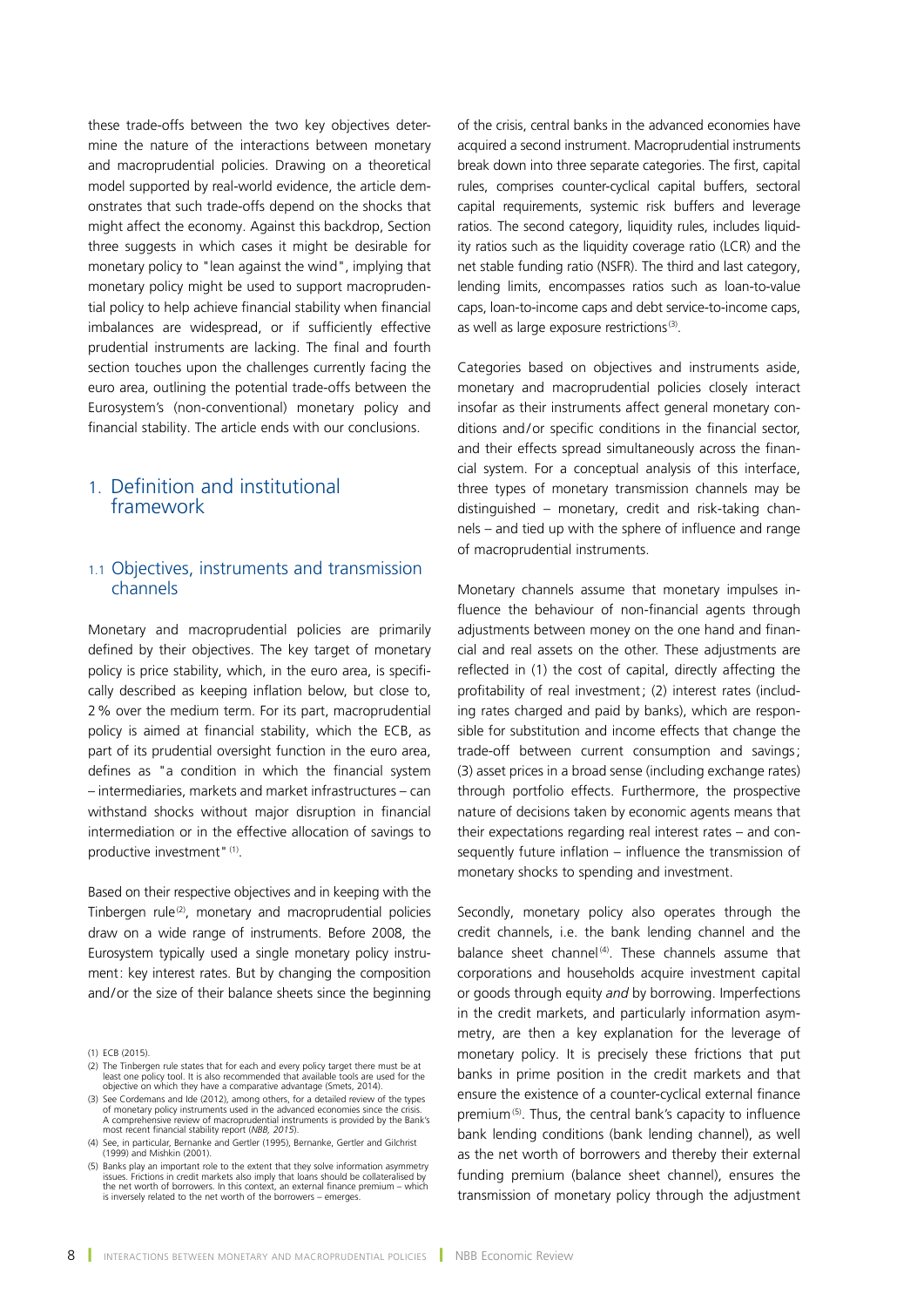these trade-offs between the two key objectives determine the nature of the interactions between monetary and macroprudential policies. Drawing on a theoretical model supported by real-world evidence, the article demonstrates that such trade-offs depend on the shocks that might affect the economy. Against this backdrop, Section three suggests in which cases it might be desirable for monetary policy to "lean against the wind", implying that monetary policy might be used to support macroprudential policy to help achieve financial stability when financial imbalances are widespread, or if sufficiently effective prudential instruments are lacking. The final and fourth section touches upon the challenges currently facing the euro area, outlining the potential trade-offs between the Eurosystem's (non-conventional) monetary policy and financial stability. The article ends with our conclusions.

## 1. Definition and institutional framework

### 1.1 Objectives, instruments and transmission channels

Monetary and macroprudential policies are primarily defined by their objectives. The key target of monetary policy is price stability, which, in the euro area, is specifically described as keeping inflation below, but close to, 2 % over the medium term. For its part, macroprudential policy is aimed at financial stability, which the ECB, as part of its prudential oversight function in the euro area, defines as "a condition in which the financial system – intermediaries, markets and market infrastructures – can withstand shocks without major disruption in financial intermediation or in the effective allocation of savings to productive investment" [(1)].

Based on their respective objectives and in keeping with the Tinbergen rule[(2)], monetary and macroprudential policies draw on a wide range of instruments. Before 2008, the Eurosystem typically used a single monetary policy instrument: key interest rates. But by changing the composition and/or the size of their balance sheets since the beginning of the crisis, central banks in the advanced economies have acquired a second instrument. Macroprudential instruments break down into three separate categories. The first, capital rules, comprises counter-cyclical capital buffers, sectoral capital requirements, systemic risk buffers and leverage ratios. The second category, liquidity rules, includes liquidity ratios such as the liquidity coverage ratio (LCR) and the net stable funding ratio (NSFR). The third and last category, lending limits, encompasses ratios such as loan-to-value caps, loan-to-income caps and debt service-to-income caps, as well as large exposure restrictions[(3)].

Categories based on objectives and instruments aside, monetary and macroprudential policies closely interact insofar as their instruments affect general monetary conditions and/or specific conditions in the financial sector, and their effects spread simultaneously across the financial system. For a conceptual analysis of this interface, three types of monetary transmission channels may be distinguished – monetary, credit and risk-taking channels – and tied up with the sphere of influence and range of macroprudential instruments.

Monetary channels assume that monetary impulses influence the behaviour of non-financial agents through adjustments between money on the one hand and financial and real assets on the other. These adjustments are reflected in (1) the cost of capital, directly affecting the profitability of real investment; (2) interest rates (including rates charged and paid by banks), which are responsible for substitution and income effects that change the trade-off between current consumption and savings; (3) asset prices in a broad sense (including exchange rates) through portfolio effects. Furthermore, the prospective nature of decisions taken by economic agents means that their expectations regarding real interest rates – and consequently future inflation – influence the transmission of monetary shocks to spending and investment.

Secondly, monetary policy also operates through the credit channels, i.e. the bank lending channel and the balance sheet channel[(4)]. These channels assume that corporations and households acquire investment capital or goods through equity *and* by borrowing. Imperfections in the credit markets, and particularly information asymmetry, are then a key explanation for the leverage of monetary policy. It is precisely these frictions that put banks in prime position in the credit markets and that ensure the existence of a counter-cyclical external finance premium[(5)]. Thus, the central bank's capacity to influence bank lending conditions (bank lending channel), as well as the net worth of borrowers and thereby their external funding premium (balance sheet channel), ensures the transmission of monetary policy through the adjustment

(1) ECB (2015).

(2) The Tinbergen rule states that for each and every policy target there must be at least one policy tool. It is also recommended that available tools are used for the objective on which they have a comparative advantage (Smets, 2014).

(3) See Cordemans and Ide (2012), among others, for a detailed review of the types of monetary policy instruments used in the advanced economies since the crisis. A comprehensive review of macroprudential instruments is provided by the Bank's most recent financial stability report (*NBB, 2015*).

(4) See, in particular, Bernanke and Gertler (1995), Bernanke, Gertler and Gilchrist (1999) and Mishkin (2001).

(5) Banks play an important role to the extent that they solve information asymmetry issues. Frictions in credit markets also imply that loans should be collateralised by the net worth of borrowers. In this context, an external finance premium – which is inversely related to the net worth of the borrowers – emerges.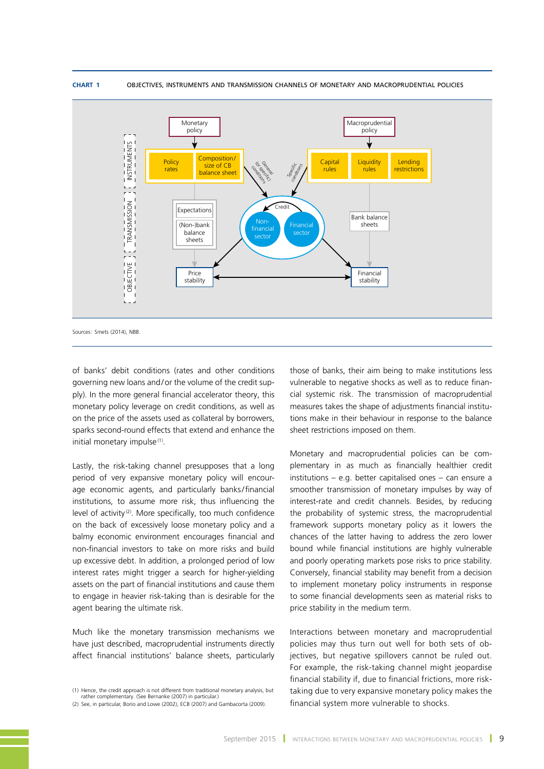**CHART 1** OBJECTIVES, INSTRUMENTS AND TRANSMISSION CHANNELS OF MONETARY AND MACROPRUDENTIAL POLICIES

Sources: Smets (2014), NBB.

of banks' debit conditions (rates and other conditions governing new loans and/or the volume of the credit supply). In the more general financial accelerator theory, this monetary policy leverage on credit conditions, as well as on the price of the assets used as collateral by borrowers, sparks second-round effects that extend and enhance the initial monetary impulse [1].

Lastly, the risk-taking channel presupposes that a long period of very expansive monetary policy will encourage economic agents, and particularly banks/financial institutions, to assume more risk, thus influencing the level of activity [2]. More specifically, too much confidence on the back of excessively loose monetary policy and a balmy economic environment encourages financial and non-financial investors to take on more risks and build up excessive debt. In addition, a prolonged period of low interest rates might trigger a search for higher-yielding assets on the part of financial institutions and cause them to engage in heavier risk-taking than is desirable for the agent bearing the ultimate risk.

Much like the monetary transmission mechanisms we have just described, macroprudential instruments directly affect financial institutions' balance sheets, particularly those of banks, their aim being to make institutions less vulnerable to negative shocks as well as to reduce financial systemic risk. The transmission of macroprudential measures takes the shape of adjustments financial institutions make in their behaviour in response to the balance sheet restrictions imposed on them.

Monetary and macroprudential policies can be complementary in as much as financially healthier credit institutions – e.g. better capitalised ones – can ensure a smoother transmission of monetary impulses by way of interest-rate and credit channels. Besides, by reducing the probability of systemic stress, the macroprudential framework supports monetary policy as it lowers the chances of the latter having to address the zero lower bound while financial institutions are highly vulnerable and poorly operating markets pose risks to price stability. Conversely, financial stability may benefit from a decision to implement monetary policy instruments in response to some financial developments seen as material risks to price stability in the medium term.

Interactions between monetary and macroprudential policies may thus turn out well for both sets of objectives, but negative spillovers cannot be ruled out. For example, the risk-taking channel might jeopardise financial stability if, due to financial frictions, more risk-taking due to very expansive monetary policy makes the financial system more vulnerable to shocks.

(1) Hence, the credit approach is not different from traditional monetary analysis, but rather complementary. (See Bernanke (2007) in particular.)
(2) See, in particular, Borio and Lowe (2002), ECB (2007) and Gambacorta (2009).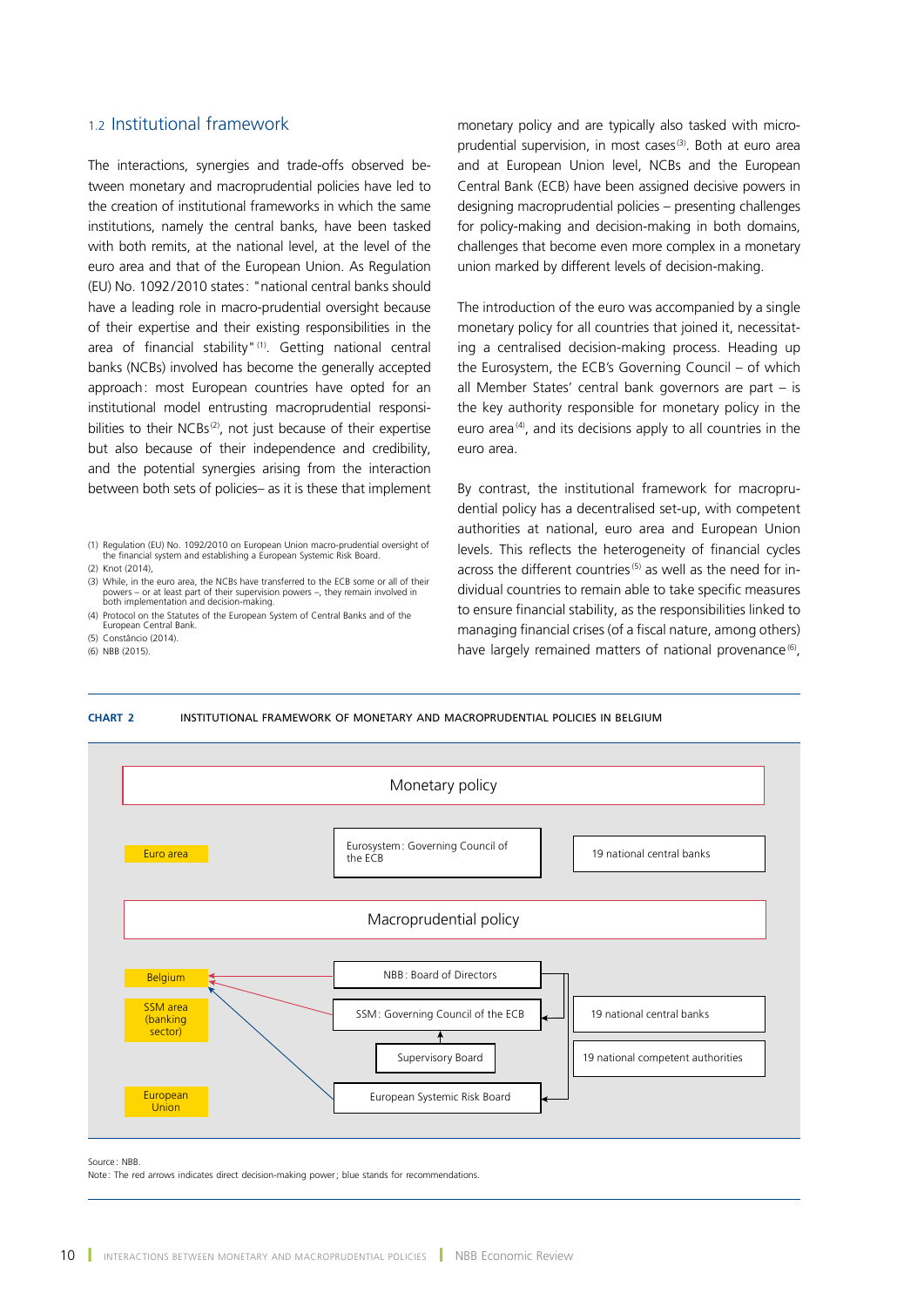## 1.2 Institutional framework

The interactions, synergies and trade-offs observed between monetary and macroprudential policies have led to the creation of institutional frameworks in which the same institutions, namely the central banks, have been tasked with both remits, at the national level, at the level of the euro area and that of the European Union. As Regulation (EU) No. 1092/2010 states: "national central banks should have a leading role in macro-prudential oversight because of their expertise and their existing responsibilities in the area of financial stability" [1]. Getting national central banks (NCBs) involved has become the generally accepted approach: most European countries have opted for an institutional model entrusting macroprudential responsibilities to their NCBs [2], not just because of their expertise but also because of their independence and credibility, and the potential synergies arising from the interaction between both sets of policies– as it is these that implement monetary policy and are typically also tasked with micro-prudential supervision, in most cases [3]. Both at euro area and at European Union level, NCBs and the European Central Bank (ECB) have been assigned decisive powers in designing macroprudential policies – presenting challenges for policy-making and decision-making in both domains, challenges that become even more complex in a monetary union marked by different levels of decision-making.

The introduction of the euro was accompanied by a single monetary policy for all countries that joined it, necessitating a centralised decision-making process. Heading up the Eurosystem, the ECB's Governing Council – of which all Member States' central bank governors are part – is the key authority responsible for monetary policy in the euro area [4], and its decisions apply to all countries in the euro area.

By contrast, the institutional framework for macroprudential policy has a decentralised set-up, with competent authorities at national, euro area and European Union levels. This reflects the heterogeneity of financial cycles across the different countries [5] as well as the need for individual countries to remain able to take specific measures to ensure financial stability, as the responsibilities linked to managing financial crises (of a fiscal nature, among others) have largely remained matters of national provenance [6],

(1) Regulation (EU) No. 1092/2010 on European Union macro-prudential oversight of the financial system and establishing a European Systemic Risk Board.
(2) Knot (2014).
(3) While, in the euro area, the NCBs have transferred to the ECB some or all of their powers – or at least part of their supervision powers –, they remain involved in both implementation and decision-making.
(4) Protocol on the Statutes of the European System of Central Banks and of the European Central Bank.
(5) Constâncio (2014).
(6) NBB (2015).

**CHART 2** INSTITUTIONAL FRAMEWORK OF MONETARY AND MACROPRUDENTIAL POLICIES IN BELGIUM

**Monetary policy**

- Euro area: Eurosystem: Governing Council of the ECB — 19 national central banks

**Macroprudential policy**

- Belgium: NBB: Board of Directors
- SSM area (banking sector): SSM: Governing Council of the ECB — Supervisory Board — 19 national central banks
- European Union: European Systemic Risk Board — 19 national competent authorities

Source: NBB.
Note: The red arrows indicates direct decision-making power; blue stands for recommendations.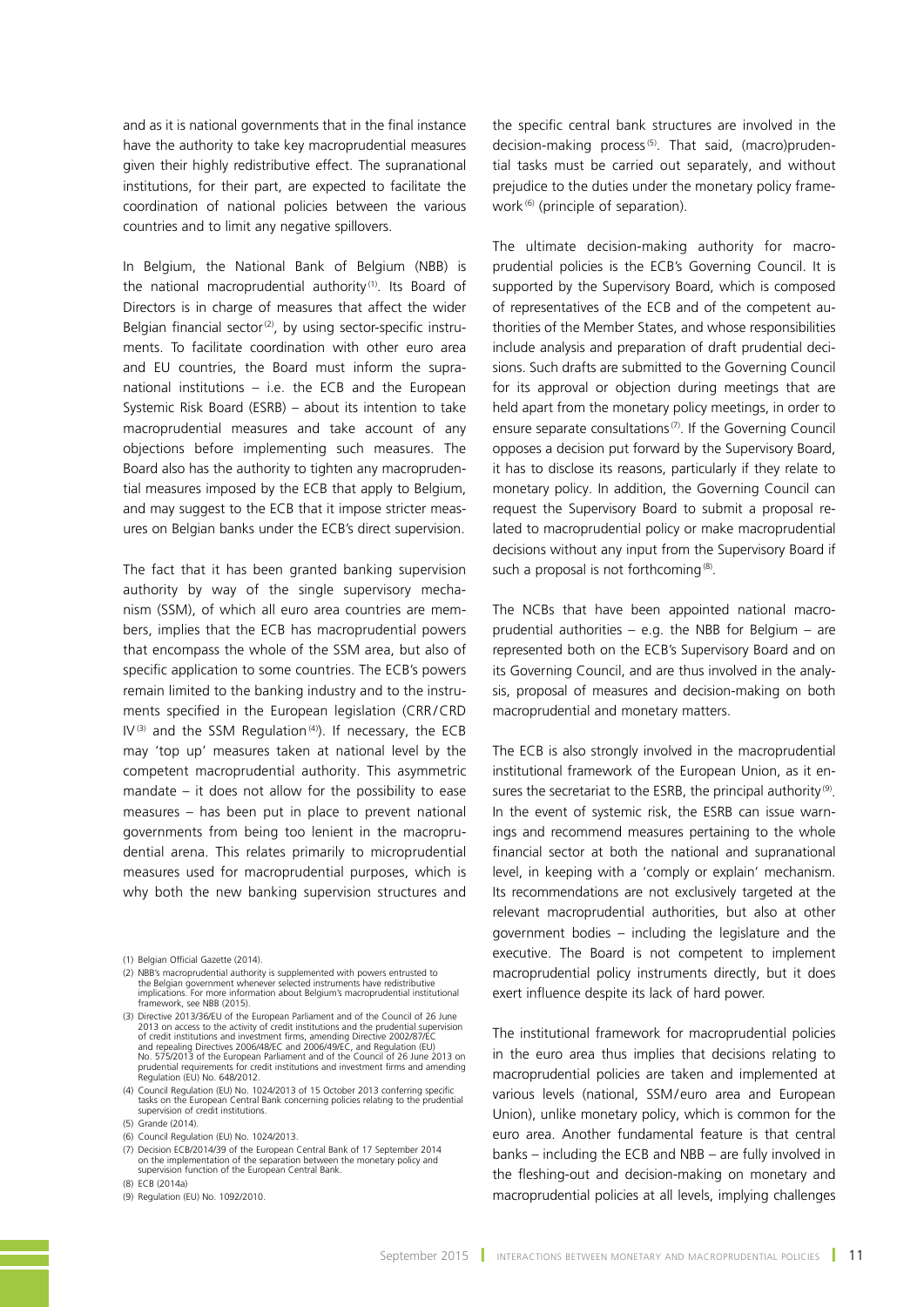and as it is national governments that in the final instance have the authority to take key macroprudential measures given their highly redistributive effect. The supranational institutions, for their part, are expected to facilitate the coordination of national policies between the various countries and to limit any negative spillovers.

In Belgium, the National Bank of Belgium (NBB) is the national macroprudential authority [1]. Its Board of Directors is in charge of measures that affect the wider Belgian financial sector [2], by using sector-specific instruments. To facilitate coordination with other euro area and EU countries, the Board must inform the supranational institutions – i.e. the ECB and the European Systemic Risk Board (ESRB) – about its intention to take macroprudential measures and take account of any objections before implementing such measures. The Board also has the authority to tighten any macroprudential measures imposed by the ECB that apply to Belgium, and may suggest to the ECB that it impose stricter measures on Belgian banks under the ECB's direct supervision.

The fact that it has been granted banking supervision authority by way of the single supervisory mechanism (SSM), of which all euro area countries are members, implies that the ECB has macroprudential powers that encompass the whole of the SSM area, but also of specific application to some countries. The ECB's powers remain limited to the banking industry and to the instruments specified in the European legislation (CRR/CRD IV [3] and the SSM Regulation [4]). If necessary, the ECB may 'top up' measures taken at national level by the competent macroprudential authority. This asymmetric mandate – it does not allow for the possibility to ease measures – has been put in place to prevent national governments from being too lenient in the macroprudential arena. This relates primarily to microprudential measures used for macroprudential purposes, which is why both the new banking supervision structures and the specific central bank structures are involved in the decision-making process [5]. That said, (macro)prudential tasks must be carried out separately, and without prejudice to the duties under the monetary policy framework [6] (principle of separation).

The ultimate decision-making authority for macroprudential policies is the ECB's Governing Council. It is supported by the Supervisory Board, which is composed of representatives of the ECB and of the competent authorities of the Member States, and whose responsibilities include analysis and preparation of draft prudential decisions. Such drafts are submitted to the Governing Council for its approval or objection during meetings that are held apart from the monetary policy meetings, in order to ensure separate consultations [7]. If the Governing Council opposes a decision put forward by the Supervisory Board, it has to disclose its reasons, particularly if they relate to monetary policy. In addition, the Governing Council can request the Supervisory Board to submit a proposal related to macroprudential policy or make macroprudential decisions without any input from the Supervisory Board if such a proposal is not forthcoming [8].

The NCBs that have been appointed national macroprudential authorities – e.g. the NBB for Belgium – are represented both on the ECB's Supervisory Board and on its Governing Council, and are thus involved in the analysis, proposal of measures and decision-making on both macroprudential and monetary matters.

The ECB is also strongly involved in the macroprudential institutional framework of the European Union, as it ensures the secretariat to the ESRB, the principal authority [9]. In the event of systemic risk, the ESRB can issue warnings and recommend measures pertaining to the whole financial sector at both the national and supranational level, in keeping with a 'comply or explain' mechanism. Its recommendations are not exclusively targeted at the relevant macroprudential authorities, but also at other government bodies – including the legislature and the executive. The Board is not competent to implement macroprudential policy instruments directly, but it does exert influence despite its lack of hard power.

The institutional framework for macroprudential policies in the euro area thus implies that decisions relating to macroprudential policies are taken and implemented at various levels (national, SSM/euro area and European Union), unlike monetary policy, which is common for the euro area. Another fundamental feature is that central banks – including the ECB and NBB – are fully involved in the fleshing-out and decision-making on monetary and macroprudential policies at all levels, implying challenges

(1) Belgian Official Gazette (2014).

(2) NBB's macroprudential authority is supplemented with powers entrusted to the Belgian government whenever selected instruments have redistributive implications. For more information about Belgium's macroprudential institutional framework, see NBB (2015).

(3) Directive 2013/36/EU of the European Parliament and of the Council of 26 June 2013 on access to the activity of credit institutions and the prudential supervision of credit institutions and investment firms, amending Directive 2002/87/EC and repealing Directives 2006/48/EC and 2006/49/EC, and Regulation (EU) No. 575/2013 of the European Parliament and of the Council of 26 June 2013 on prudential requirements for credit institutions and investment firms and amending Regulation (EU) No. 648/2012.

(4) Council Regulation (EU) No. 1024/2013 of 15 October 2013 conferring specific tasks on the European Central Bank concerning policies relating to the prudential supervision of credit institutions.

(5) Grande (2014).

(6) Council Regulation (EU) No. 1024/2013.

(7) Decision ECB/2014/39 of the European Central Bank of 17 September 2014 on the implementation of the separation between the monetary policy and supervision function of the European Central Bank.

(8) ECB (2014a)

(9) Regulation (EU) No. 1092/2010.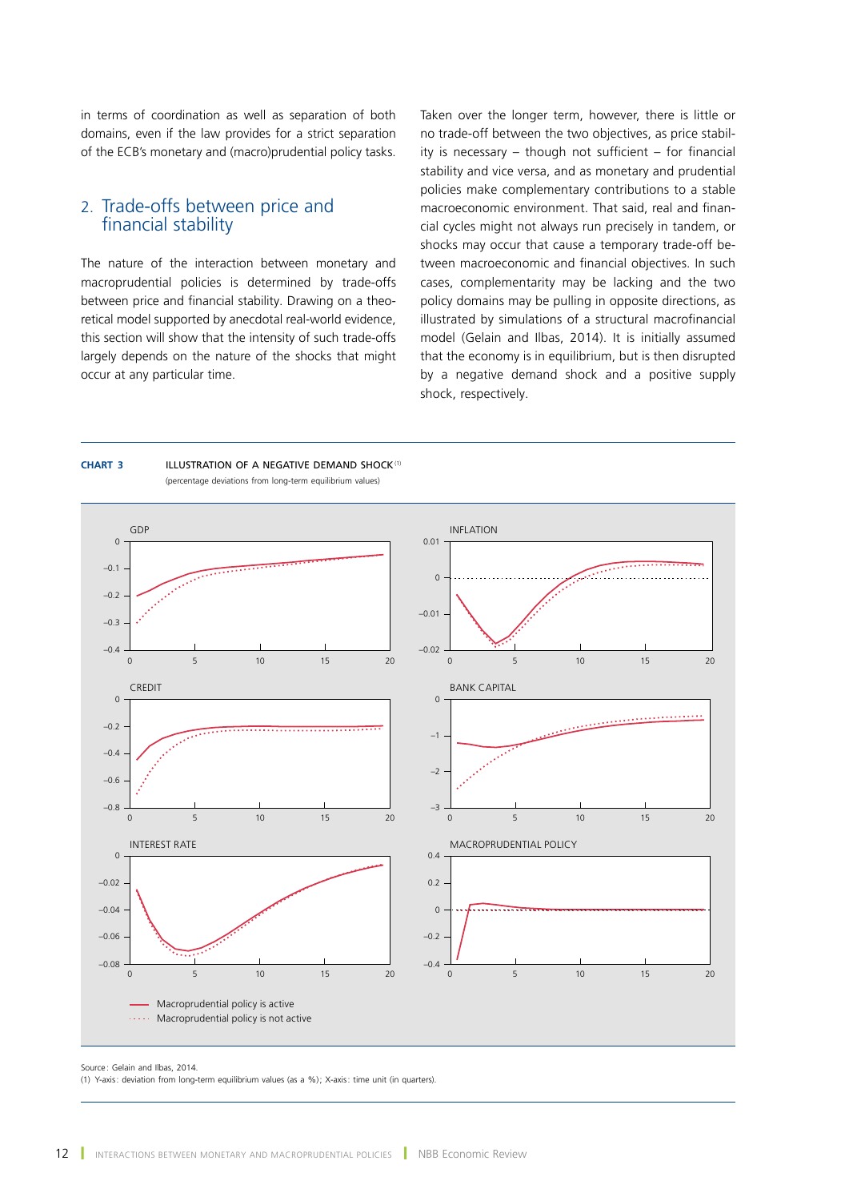in terms of coordination as well as separation of both domains, even if the law provides for a strict separation of the ECB's monetary and (macro)prudential policy tasks.

## 2. Trade-offs between price and financial stability

The nature of the interaction between monetary and macroprudential policies is determined by trade-offs between price and financial stability. Drawing on a theoretical model supported by anecdotal real-world evidence, this section will show that the intensity of such trade-offs largely depends on the nature of the shocks that might occur at any particular time.

Taken over the longer term, however, there is little or no trade-off between the two objectives, as price stability is necessary – though not sufficient – for financial stability and vice versa, and as monetary and prudential policies make complementary contributions to a stable macroeconomic environment. That said, real and financial cycles might not always run precisely in tandem, or shocks may occur that cause a temporary trade-off between macroeconomic and financial objectives. In such cases, complementarity may be lacking and the two policy domains may be pulling in opposite directions, as illustrated by simulations of a structural macrofinancial model (Gelain and Ilbas, 2014). It is initially assumed that the economy is in equilibrium, but is then disrupted by a negative demand shock and a positive supply shock, respectively.

**CHART 3** ILLUSTRATION OF A NEGATIVE DEMAND SHOCK [1]
(percentage deviations from long-term equilibrium values)

Panels: GDP; INFLATION; CREDIT; BANK CAPITAL; INTEREST RATE; MACROPRUDENTIAL POLICY

— Macroprudential policy is active
···· Macroprudential policy is not active

Source: Gelain and Ilbas, 2014.
(1) Y-axis: deviation from long-term equilibrium values (as a %); X-axis: time unit (in quarters).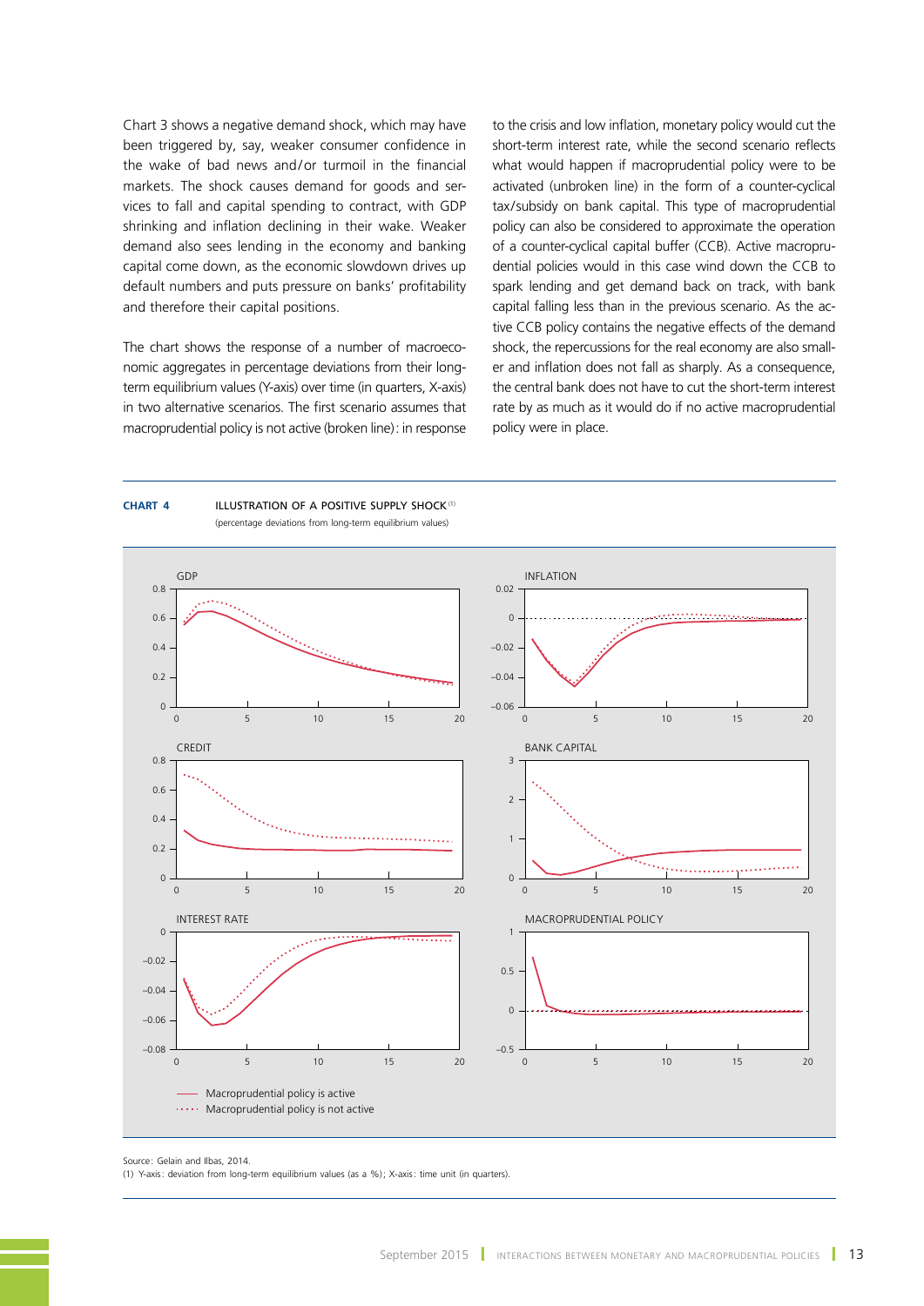Chart 3 shows a negative demand shock, which may have been triggered by, say, weaker consumer confidence in the wake of bad news and/or turmoil in the financial markets. The shock causes demand for goods and services to fall and capital spending to contract, with GDP shrinking and inflation declining in their wake. Weaker demand also sees lending in the economy and banking capital come down, as the economic slowdown drives up default numbers and puts pressure on banks' profitability and therefore their capital positions.

The chart shows the response of a number of macroeconomic aggregates in percentage deviations from their long-term equilibrium values (Y-axis) over time (in quarters, X-axis) in two alternative scenarios. The first scenario assumes that macroprudential policy is not active (broken line): in response to the crisis and low inflation, monetary policy would cut the short-term interest rate, while the second scenario reflects what would happen if macroprudential policy were to be activated (unbroken line) in the form of a counter-cyclical tax/subsidy on bank capital. This type of macroprudential policy can also be considered to approximate the operation of a counter-cyclical capital buffer (CCB). Active macroprudential policies would in this case wind down the CCB to spark lending and get demand back on track, with bank capital falling less than in the previous scenario. As the active CCB policy contains the negative effects of the demand shock, the repercussions for the real economy are also smaller and inflation does not fall as sharply. As a consequence, the central bank does not have to cut the short-term interest rate by as much as it would do if no active macroprudential policy were in place.

**CHART 4** ILLUSTRATION OF A POSITIVE SUPPLY SHOCK [(1)]
(percentage deviations from long-term equilibrium values)

Panels: GDP, INFLATION, CREDIT, BANK CAPITAL, INTEREST RATE, MACROPRUDENTIAL POLICY

—— Macroprudential policy is active
······ Macroprudential policy is not active

Source: Gelain and Ilbas, 2014.
(1) Y-axis: deviation from long-term equilibrium values (as a %); X-axis: time unit (in quarters).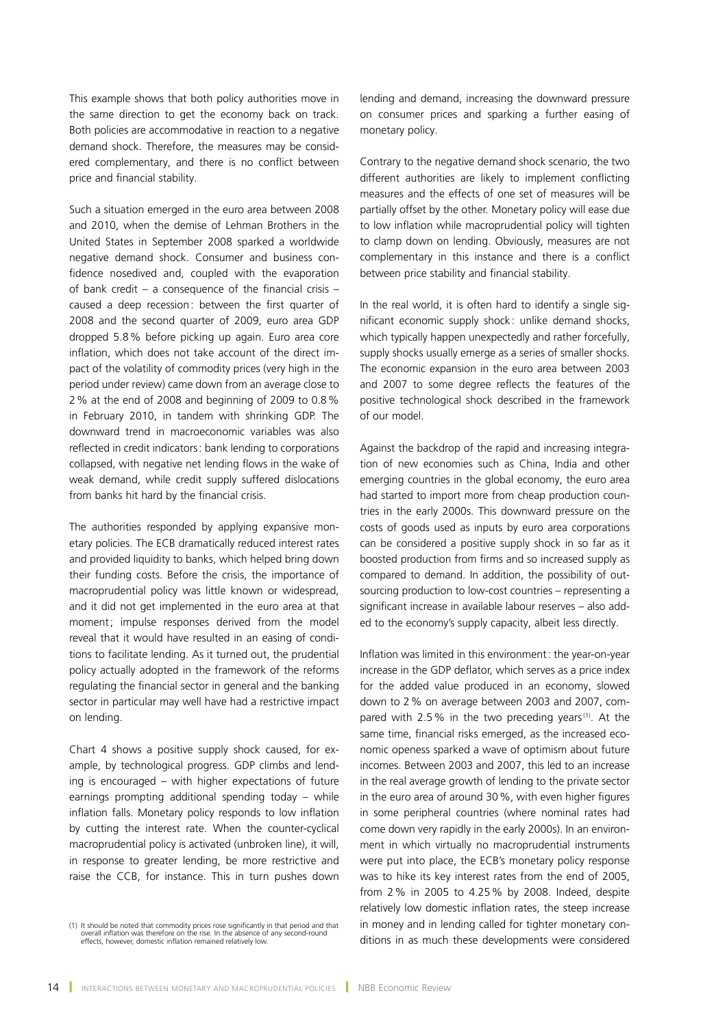This example shows that both policy authorities move in the same direction to get the economy back on track. Both policies are accommodative in reaction to a negative demand shock. Therefore, the measures may be considered complementary, and there is no conflict between price and financial stability.

Such a situation emerged in the euro area between 2008 and 2010, when the demise of Lehman Brothers in the United States in September 2008 sparked a worldwide negative demand shock. Consumer and business confidence nosedived and, coupled with the evaporation of bank credit – a consequence of the financial crisis – caused a deep recession : between the first quarter of 2008 and the second quarter of 2009, euro area GDP dropped 5.8 % before picking up again. Euro area core inflation, which does not take account of the direct impact of the volatility of commodity prices (very high in the period under review) came down from an average close to 2 % at the end of 2008 and beginning of 2009 to 0.8 % in February 2010, in tandem with shrinking GDP. The downward trend in macroeconomic variables was also reflected in credit indicators : bank lending to corporations collapsed, with negative net lending flows in the wake of weak demand, while credit supply suffered dislocations from banks hit hard by the financial crisis.

The authorities responded by applying expansive monetary policies. The ECB dramatically reduced interest rates and provided liquidity to banks, which helped bring down their funding costs. Before the crisis, the importance of macroprudential policy was little known or widespread, and it did not get implemented in the euro area at that moment ; impulse responses derived from the model reveal that it would have resulted in an easing of conditions to facilitate lending. As it turned out, the prudential policy actually adopted in the framework of the reforms regulating the financial sector in general and the banking sector in particular may well have had a restrictive impact on lending.

Chart 4 shows a positive supply shock caused, for example, by technological progress. GDP climbs and lending is encouraged – with higher expectations of future earnings prompting additional spending today – while inflation falls. Monetary policy responds to low inflation by cutting the interest rate. When the counter-cyclical macroprudential policy is activated (unbroken line), it will, in response to greater lending, be more restrictive and raise the CCB, for instance. This in turn pushes down lending and demand, increasing the downward pressure on consumer prices and sparking a further easing of monetary policy.

Contrary to the negative demand shock scenario, the two different authorities are likely to implement conflicting measures and the effects of one set of measures will be partially offset by the other. Monetary policy will ease due to low inflation while macroprudential policy will tighten to clamp down on lending. Obviously, measures are not complementary in this instance and there is a conflict between price stability and financial stability.

In the real world, it is often hard to identify a single significant economic supply shock : unlike demand shocks, which typically happen unexpectedly and rather forcefully, supply shocks usually emerge as a series of smaller shocks. The economic expansion in the euro area between 2003 and 2007 to some degree reflects the features of the positive technological shock described in the framework of our model.

Against the backdrop of the rapid and increasing integration of new economies such as China, India and other emerging countries in the global economy, the euro area had started to import more from cheap production countries in the early 2000s. This downward pressure on the costs of goods used as inputs by euro area corporations can be considered a positive supply shock in so far as it boosted production from firms and so increased supply as compared to demand. In addition, the possibility of outsourcing production to low-cost countries – representing a significant increase in available labour reserves – also added to the economy's supply capacity, albeit less directly.

Inflation was limited in this environment : the year-on-year increase in the GDP deflator, which serves as a price index for the added value produced in an economy, slowed down to 2 % on average between 2003 and 2007, compared with 2.5 % in the two preceding years [1]. At the same time, financial risks emerged, as the increased economic openess sparked a wave of optimism about future incomes. Between 2003 and 2007, this led to an increase in the real average growth of lending to the private sector in the euro area of around 30 %, with even higher figures in some peripheral countries (where nominal rates had come down very rapidly in the early 2000s). In an environment in which virtually no macroprudential instruments were put into place, the ECB's monetary policy response was to hike its key interest rates from the end of 2005, from 2 % in 2005 to 4.25 % by 2008. Indeed, despite relatively low domestic inflation rates, the steep increase in money and in lending called for tighter monetary conditions in as much these developments were considered

(1) It should be noted that commodity prices rose significantly in that period and that overall inflation was therefore on the rise. In the absence of any second-round effects, however, domestic inflation remained relatively low.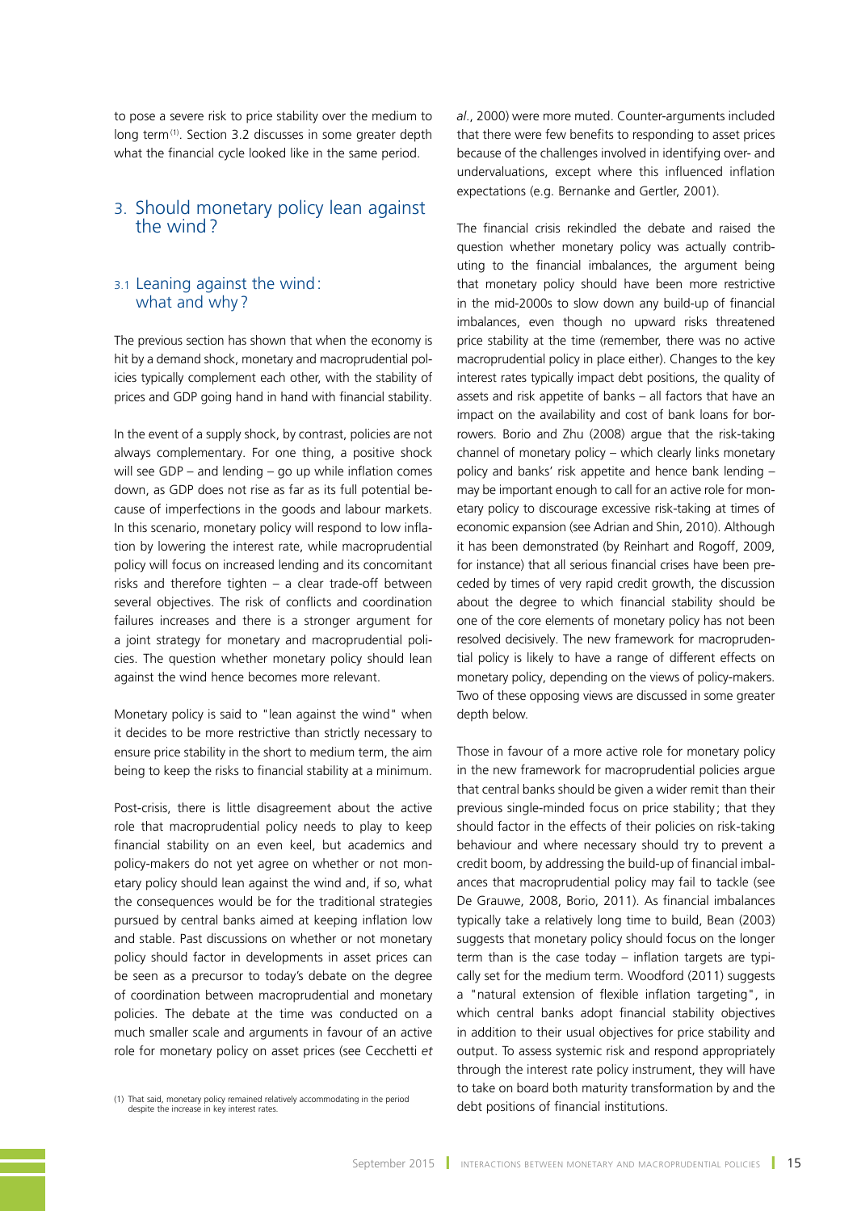to pose a severe risk to price stability over the medium to long term [1]. Section 3.2 discusses in some greater depth what the financial cycle looked like in the same period.

## 3. Should monetary policy lean against the wind?

### 3.1 Leaning against the wind: what and why?

The previous section has shown that when the economy is hit by a demand shock, monetary and macroprudential policies typically complement each other, with the stability of prices and GDP going hand in hand with financial stability.

In the event of a supply shock, by contrast, policies are not always complementary. For one thing, a positive shock will see GDP – and lending – go up while inflation comes down, as GDP does not rise as far as its full potential because of imperfections in the goods and labour markets. In this scenario, monetary policy will respond to low inflation by lowering the interest rate, while macroprudential policy will focus on increased lending and its concomitant risks and therefore tighten – a clear trade-off between several objectives. The risk of conflicts and coordination failures increases and there is a stronger argument for a joint strategy for monetary and macroprudential policies. The question whether monetary policy should lean against the wind hence becomes more relevant.

Monetary policy is said to "lean against the wind" when it decides to be more restrictive than strictly necessary to ensure price stability in the short to medium term, the aim being to keep the risks to financial stability at a minimum.

Post-crisis, there is little disagreement about the active role that macroprudential policy needs to play to keep financial stability on an even keel, but academics and policy-makers do not yet agree on whether or not monetary policy should lean against the wind and, if so, what the consequences would be for the traditional strategies pursued by central banks aimed at keeping inflation low and stable. Past discussions on whether or not monetary policy should factor in developments in asset prices can be seen as a precursor to today's debate on the degree of coordination between macroprudential and monetary policies. The debate at the time was conducted on a much smaller scale and arguments in favour of an active role for monetary policy on asset prices (see Cecchetti *et al*., 2000) were more muted. Counter-arguments included that there were few benefits to responding to asset prices because of the challenges involved in identifying over- and undervaluations, except where this influenced inflation expectations (e.g. Bernanke and Gertler, 2001).

The financial crisis rekindled the debate and raised the question whether monetary policy was actually contributing to the financial imbalances, the argument being that monetary policy should have been more restrictive in the mid-2000s to slow down any build-up of financial imbalances, even though no upward risks threatened price stability at the time (remember, there was no active macroprudential policy in place either). Changes to the key interest rates typically impact debt positions, the quality of assets and risk appetite of banks – all factors that have an impact on the availability and cost of bank loans for borrowers. Borio and Zhu (2008) argue that the risk-taking channel of monetary policy – which clearly links monetary policy and banks' risk appetite and hence bank lending – may be important enough to call for an active role for monetary policy to discourage excessive risk-taking at times of economic expansion (see Adrian and Shin, 2010). Although it has been demonstrated (by Reinhart and Rogoff, 2009, for instance) that all serious financial crises have been preceded by times of very rapid credit growth, the discussion about the degree to which financial stability should be one of the core elements of monetary policy has not been resolved decisively. The new framework for macroprudential policy is likely to have a range of different effects on monetary policy, depending on the views of policy-makers. Two of these opposing views are discussed in some greater depth below.

Those in favour of a more active role for monetary policy in the new framework for macroprudential policies argue that central banks should be given a wider remit than their previous single-minded focus on price stability; that they should factor in the effects of their policies on risk-taking behaviour and where necessary should try to prevent a credit boom, by addressing the build-up of financial imbalances that macroprudential policy may fail to tackle (see De Grauwe, 2008, Borio, 2011). As financial imbalances typically take a relatively long time to build, Bean (2003) suggests that monetary policy should focus on the longer term than is the case today – inflation targets are typically set for the medium term. Woodford (2011) suggests a "natural extension of flexible inflation targeting", in which central banks adopt financial stability objectives in addition to their usual objectives for price stability and output. To assess systemic risk and respond appropriately through the interest rate policy instrument, they will have to take on board both maturity transformation by and the debt positions of financial institutions.

[1] That said, monetary policy remained relatively accommodating in the period despite the increase in key interest rates.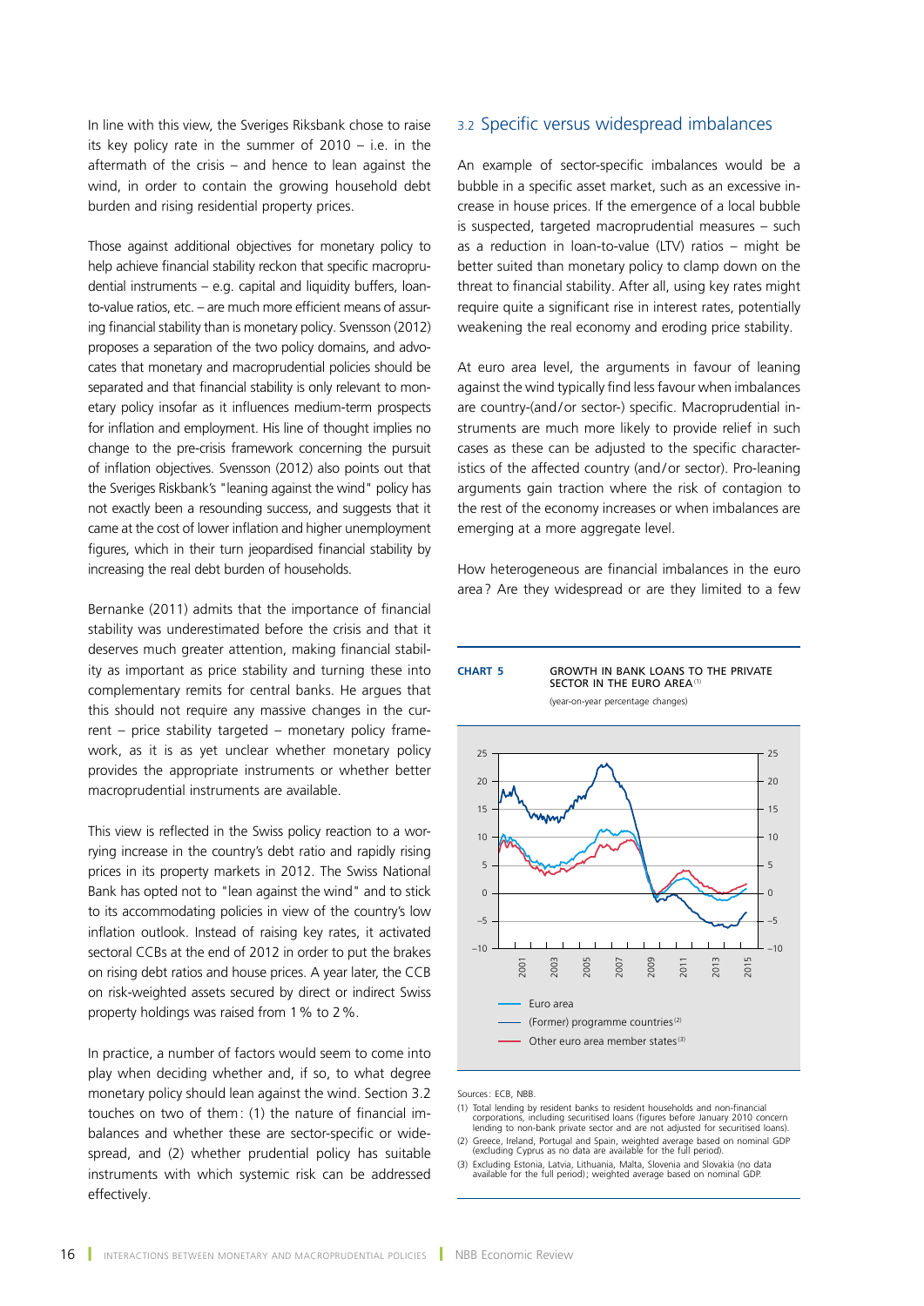In line with this view, the Sveriges Riksbank chose to raise its key policy rate in the summer of 2010 – i.e. in the aftermath of the crisis – and hence to lean against the wind, in order to contain the growing household debt burden and rising residential property prices.

Those against additional objectives for monetary policy to help achieve financial stability reckon that specific macroprudential instruments – e.g. capital and liquidity buffers, loan-to-value ratios, etc. – are much more efficient means of assuring financial stability than is monetary policy. Svensson (2012) proposes a separation of the two policy domains, and advocates that monetary and macroprudential policies should be separated and that financial stability is only relevant to monetary policy insofar as it influences medium-term prospects for inflation and employment. His line of thought implies no change to the pre-crisis framework concerning the pursuit of inflation objectives. Svensson (2012) also points out that the Sveriges Riksbank's "leaning against the wind" policy has not exactly been a resounding success, and suggests that it came at the cost of lower inflation and higher unemployment figures, which in their turn jeopardised financial stability by increasing the real debt burden of households.

Bernanke (2011) admits that the importance of financial stability was underestimated before the crisis and that it deserves much greater attention, making financial stability as important as price stability and turning these into complementary remits for central banks. He argues that this should not require any massive changes in the current – price stability targeted – monetary policy framework, as it is as yet unclear whether monetary policy provides the appropriate instruments or whether better macroprudential instruments are available.

This view is reflected in the Swiss policy reaction to a worrying increase in the country's debt ratio and rapidly rising prices in its property markets in 2012. The Swiss National Bank has opted not to "lean against the wind" and to stick to its accommodating policies in view of the country's low inflation outlook. Instead of raising key rates, it activated sectoral CCBs at the end of 2012 in order to put the brakes on rising debt ratios and house prices. A year later, the CCB on risk-weighted assets secured by direct or indirect Swiss property holdings was raised from 1 % to 2 %.

In practice, a number of factors would seem to come into play when deciding whether and, if so, to what degree monetary policy should lean against the wind. Section 3.2 touches on two of them: (1) the nature of financial imbalances and whether these are sector-specific or widespread, and (2) whether prudential policy has suitable instruments with which systemic risk can be addressed effectively.

### 3.2 Specific versus widespread imbalances

An example of sector-specific imbalances would be a bubble in a specific asset market, such as an excessive increase in house prices. If the emergence of a local bubble is suspected, targeted macroprudential measures – such as a reduction in loan-to-value (LTV) ratios – might be better suited than monetary policy to clamp down on the threat to financial stability. After all, using key rates might require quite a significant rise in interest rates, potentially weakening the real economy and eroding price stability.

At euro area level, the arguments in favour of leaning against the wind typically find less favour when imbalances are country-(and/or sector-) specific. Macroprudential instruments are much more likely to provide relief in such cases as these can be adjusted to the specific characteristics of the affected country (and/or sector). Pro-leaning arguments gain traction where the risk of contagion to the rest of the economy increases or when imbalances are emerging at a more aggregate level.

How heterogeneous are financial imbalances in the euro area? Are they widespread or are they limited to a few

**CHART 5** GROWTH IN BANK LOANS TO THE PRIVATE SECTOR IN THE EURO AREA (1)

(year-on-year percentage changes)

Legend: Euro area; (Former) programme countries (2); Other euro area member states (3)

Sources: ECB, NBB.

(1) Total lending by resident banks to resident households and non-financial corporations, including securitised loans (figures before January 2010 concern lending to non-bank private sector and are not adjusted for securitised loans).

(2) Greece, Ireland, Portugal and Spain, weighted average based on nominal GDP (excluding Cyprus as no data are available for the full period).

(3) Excluding Estonia, Latvia, Lithuania, Malta, Slovenia and Slovakia (no data available for the full period); weighted average based on nominal GDP.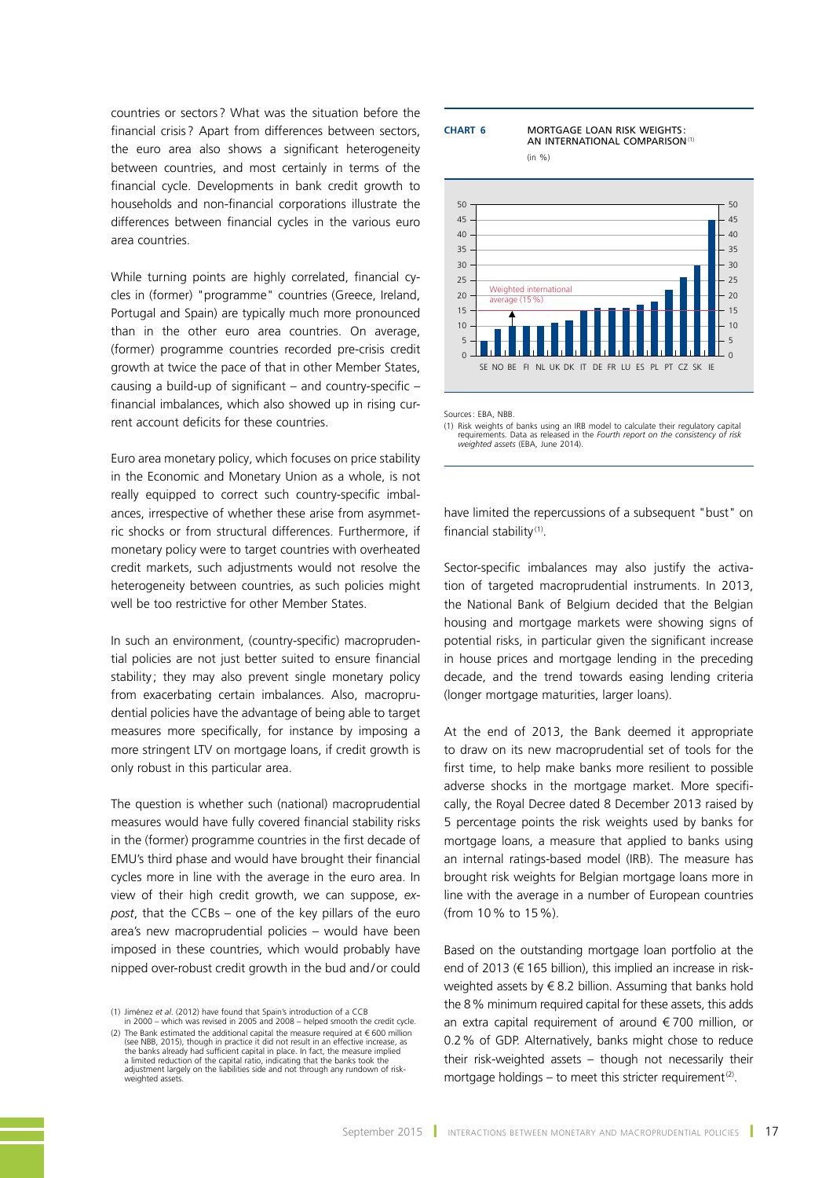countries or sectors? What was the situation before the financial crisis? Apart from differences between sectors, the euro area also shows a significant heterogeneity between countries, and most certainly in terms of the financial cycle. Developments in bank credit growth to households and non-financial corporations illustrate the differences between financial cycles in the various euro area countries.

While turning points are highly correlated, financial cycles in (former) "programme" countries (Greece, Ireland, Portugal and Spain) are typically much more pronounced than in the other euro area countries. On average, (former) programme countries recorded pre-crisis credit growth at twice the pace of that in other Member States, causing a build-up of significant – and country-specific – financial imbalances, which also showed up in rising current account deficits for these countries.

Euro area monetary policy, which focuses on price stability in the Economic and Monetary Union as a whole, is not really equipped to correct such country-specific imbalances, irrespective of whether these arise from asymmetric shocks or from structural differences. Furthermore, if monetary policy were to target countries with overheated credit markets, such adjustments would not resolve the heterogeneity between countries, as such policies might well be too restrictive for other Member States.

In such an environment, (country-specific) macroprudential policies are not just better suited to ensure financial stability; they may also prevent single monetary policy from exacerbating certain imbalances. Also, macroprudential policies have the advantage of being able to target measures more specifically, for instance by imposing a more stringent LTV on mortgage loans, if credit growth is only robust in this particular area.

The question is whether such (national) macroprudential measures would have fully covered financial stability risks in the (former) programme countries in the first decade of EMU's third phase and would have brought their financial cycles more in line with the average in the euro area. In view of their high credit growth, we can suppose, *ex-post*, that the CCBs – one of the key pillars of the euro area's new macroprudential policies – would have been imposed in these countries, which would probably have nipped over-robust credit growth in the bud and/or could have limited the repercussions of a subsequent "bust" on financial stability[1].

**CHART 6** MORTGAGE LOAN RISK WEIGHTS: AN INTERNATIONAL COMPARISON[1]
(in %)

| Country | Risk weight (%) (approx.) |
|---|---|
| SE | 5 |
| NO | 9 |
| BE | 10 |
| FI | 10 |
| NL | 10 |
| UK | 11 |
| DK | 12 |
| IT | 15 |
| DE | 16 |
| FR | 16 |
| LU | 16 |
| ES | 17 |
| PL | 18 |
| PT | 22 |
| CZ | 26 |
| SK | 30 |
| IE | 45 |

Weighted international average (15 %)

Sources: EBA, NBB.

(1) Risk weights of banks using an IRB model to calculate their regulatory capital requirements. Data as released in the *Fourth report on the consistency of risk weighted assets* (EBA, June 2014).

Sector-specific imbalances may also justify the activation of targeted macroprudential instruments. In 2013, the National Bank of Belgium decided that the Belgian housing and mortgage markets were showing signs of potential risks, in particular given the significant increase in house prices and mortgage lending in the preceding decade, and the trend towards easing lending criteria (longer mortgage maturities, larger loans).

At the end of 2013, the Bank deemed it appropriate to draw on its new macroprudential set of tools for the first time, to help make banks more resilient to possible adverse shocks in the mortgage market. More specifically, the Royal Decree dated 8 December 2013 raised by 5 percentage points the risk weights used by banks for mortgage loans, a measure that applied to banks using an internal ratings-based model (IRB). The measure has brought risk weights for Belgian mortgage loans more in line with the average in a number of European countries (from 10 % to 15 %).

Based on the outstanding mortgage loan portfolio at the end of 2013 (€ 165 billion), this implied an increase in risk-weighted assets by € 8.2 billion. Assuming that banks hold the 8 % minimum required capital for these assets, this adds an extra capital requirement of around € 700 million, or 0.2 % of GDP. Alternatively, banks might chose to reduce their risk-weighted assets – though not necessarily their mortgage holdings – to meet this stricter requirement[2].

(1) Jiménez *et al*. (2012) have found that Spain's introduction of a CCB in 2000 – which was revised in 2005 and 2008 – helped smooth the credit cycle.

(2) The Bank estimated the additional capital the measure required at € 600 million (see NBB, 2015), though in practice it did not result in an effective increase, as the banks already had sufficient capital in place. In fact, the measure implied a limited reduction of the capital ratio, indicating that the banks took the adjustment largely on the liabilities side and not through any rundown of risk-weighted assets.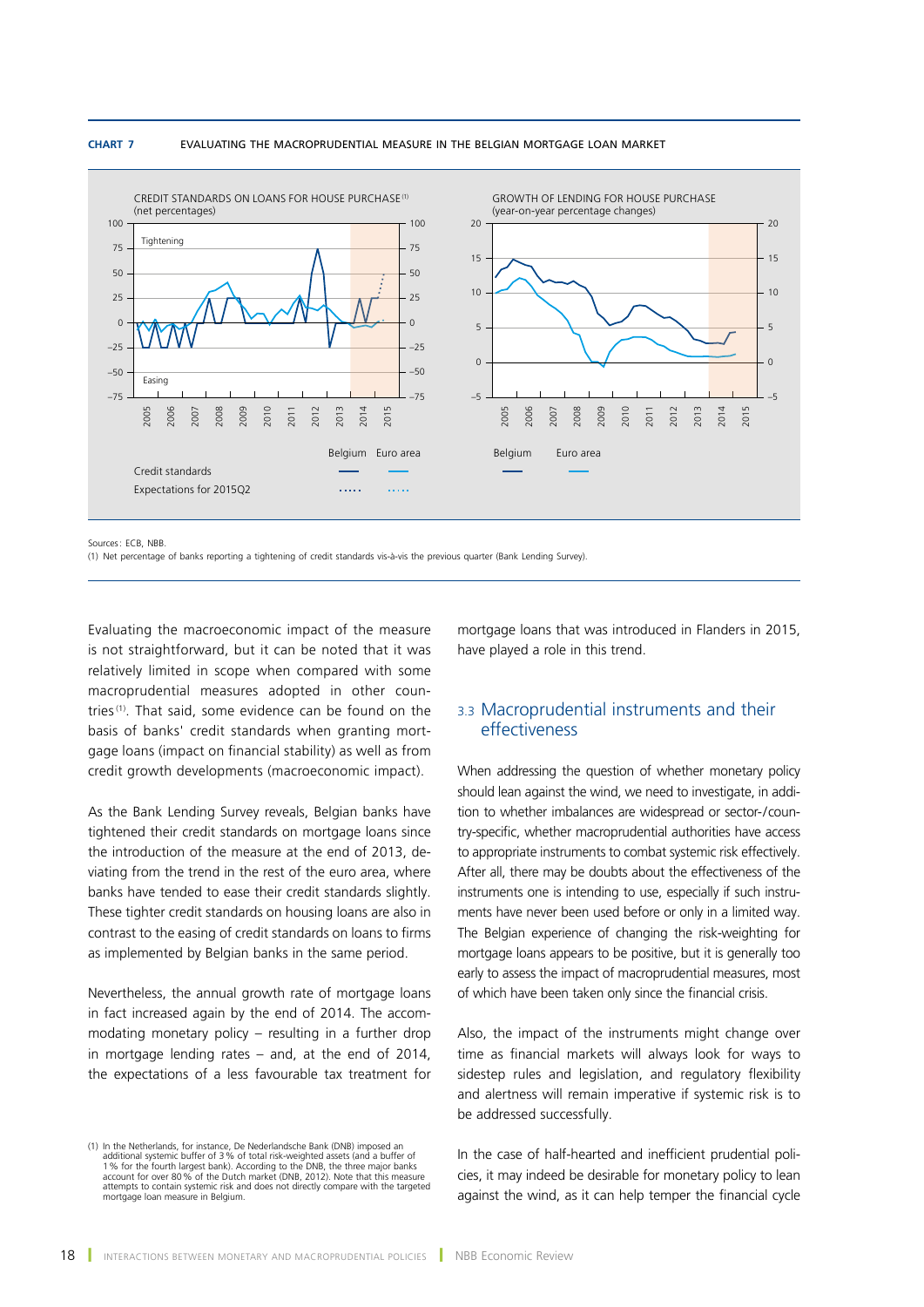**CHART 7** EVALUATING THE MACROPRUDENTIAL MEASURE IN THE BELGIAN MORTGAGE LOAN MARKET

CREDIT STANDARDS ON LOANS FOR HOUSE PURCHASE [1]
(net percentages)

GROWTH OF LENDING FOR HOUSE PURCHASE
(year-on-year percentage changes)

Sources: ECB, NBB.
(1) Net percentage of banks reporting a tightening of credit standards vis-à-vis the previous quarter (Bank Lending Survey).

Evaluating the macroeconomic impact of the measure is not straightforward, but it can be noted that it was relatively limited in scope when compared with some macroprudential measures adopted in other countries [1]. That said, some evidence can be found on the basis of banks' credit standards when granting mortgage loans (impact on financial stability) as well as from credit growth developments (macroeconomic impact).

As the Bank Lending Survey reveals, Belgian banks have tightened their credit standards on mortgage loans since the introduction of the measure at the end of 2013, deviating from the trend in the rest of the euro area, where banks have tended to ease their credit standards slightly. These tighter credit standards on housing loans are also in contrast to the easing of credit standards on loans to firms as implemented by Belgian banks in the same period.

Nevertheless, the annual growth rate of mortgage loans in fact increased again by the end of 2014. The accommodating monetary policy – resulting in a further drop in mortgage lending rates – and, at the end of 2014, the expectations of a less favourable tax treatment for mortgage loans that was introduced in Flanders in 2015, have played a role in this trend.

## 3.3 Macroprudential instruments and their effectiveness

When addressing the question of whether monetary policy should lean against the wind, we need to investigate, in addition to whether imbalances are widespread or sector-/country-specific, whether macroprudential authorities have access to appropriate instruments to combat systemic risk effectively. After all, there may be doubts about the effectiveness of the instruments one is intending to use, especially if such instruments have never been used before or only in a limited way. The Belgian experience of changing the risk-weighting for mortgage loans appears to be positive, but it is generally too early to assess the impact of macroprudential measures, most of which have been taken only since the financial crisis.

Also, the impact of the instruments might change over time as financial markets will always look for ways to sidestep rules and legislation, and regulatory flexibility and alertness will remain imperative if systemic risk is to be addressed successfully.

In the case of half-hearted and inefficient prudential policies, it may indeed be desirable for monetary policy to lean against the wind, as it can help temper the financial cycle

(1) In the Netherlands, for instance, De Nederlandsche Bank (DNB) imposed an additional systemic buffer of 3 % of total risk-weighted assets (and a buffer of 1 % for the fourth largest bank). According to the DNB, the three major banks account for over 80 % of the Dutch market (DNB, 2012). Note that this measure attempts to contain systemic risk and does not directly compare with the targeted mortgage loan measure in Belgium.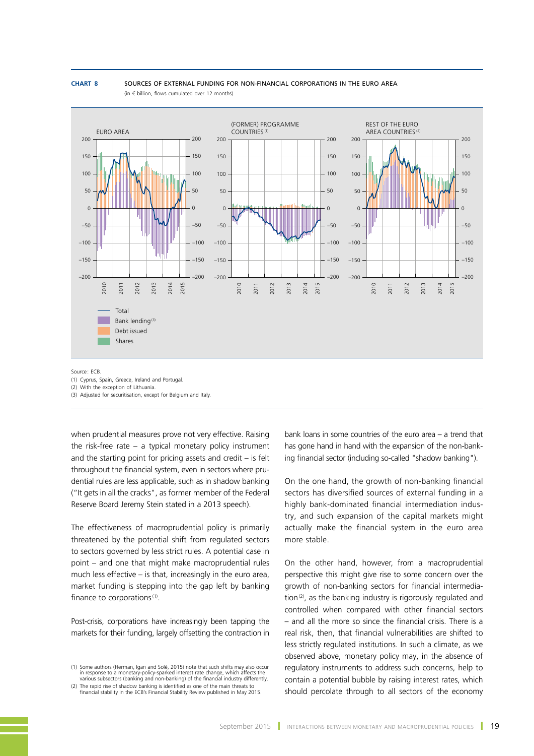**CHART 8** SOURCES OF EXTERNAL FUNDING FOR NON-FINANCIAL CORPORATIONS IN THE EURO AREA

(in € billion, flows cumulated over 12 months)

EURO AREA | (FORMER) PROGRAMME COUNTRIES (1) | REST OF THE EURO AREA COUNTRIES (2)

Total | Bank lending (3) | Debt issued | Shares

Source: ECB.

(1) Cyprus, Spain, Greece, Ireland and Portugal.

(2) With the exception of Lithuania.

(3) Adjusted for securitisation, except for Belgium and Italy.

when prudential measures prove not very effective. Raising the risk-free rate – a typical monetary policy instrument and the starting point for pricing assets and credit – is felt throughout the financial system, even in sectors where prudential rules are less applicable, such as in shadow banking ("It gets in all the cracks", as former member of the Federal Reserve Board Jeremy Stein stated in a 2013 speech).

The effectiveness of macroprudential policy is primarily threatened by the potential shift from regulated sectors to sectors governed by less strict rules. A potential case in point – and one that might make macroprudential rules much less effective – is that, increasingly in the euro area, market funding is stepping into the gap left by banking finance to corporations [1].

Post-crisis, corporations have increasingly been tapping the markets for their funding, largely offsetting the contraction in bank loans in some countries of the euro area – a trend that has gone hand in hand with the expansion of the non-banking financial sector (including so-called "shadow banking").

On the one hand, the growth of non-banking financial sectors has diversified sources of external funding in a highly bank-dominated financial intermediation industry, and such expansion of the capital markets might actually make the financial system in the euro area more stable.

On the other hand, however, from a macroprudential perspective this might give rise to some concern over the growth of non-banking sectors for financial intermediation [2], as the banking industry is rigorously regulated and controlled when compared with other financial sectors – and all the more so since the financial crisis. There is a real risk, then, that financial vulnerabilities are shifted to less strictly regulated institutions. In such a climate, as we observed above, monetary policy may, in the absence of regulatory instruments to address such concerns, help to contain a potential bubble by raising interest rates, which should percolate through to all sectors of the economy

(1) Some authors (Herman, Igan and Solé, 2015) note that such shifts may also occur in response to a monetary-policy-sparked interest rate change, which affects the various subsectors (banking and non-banking) of the financial industry differently.

(2) The rapid rise of shadow banking is identified as one of the main threats to financial stability in the ECB's Financial Stability Review published in May 2015.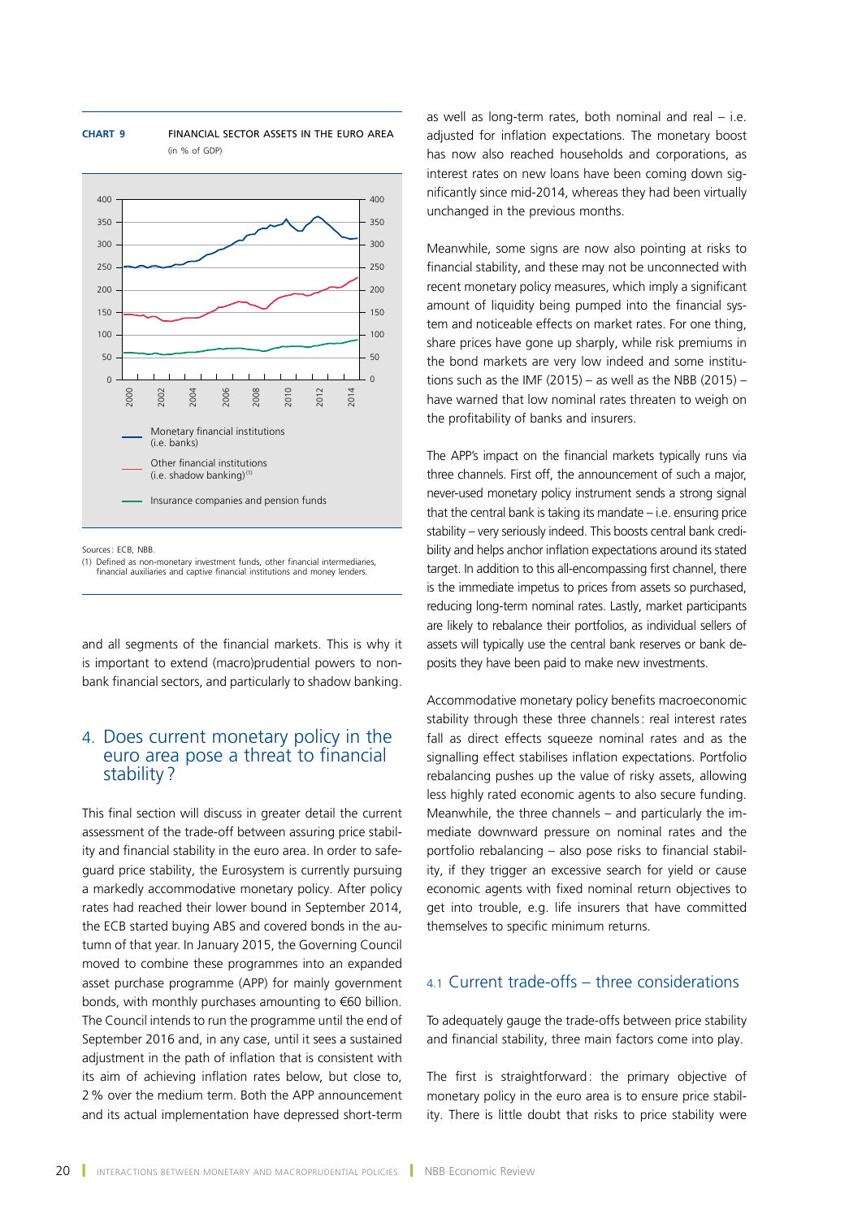**CHART 9** FINANCIAL SECTOR ASSETS IN THE EURO AREA
(in % of GDP)

- Monetary financial institutions (i.e. banks)
- Other financial institutions (i.e. shadow banking) [1]
- Insurance companies and pension funds

Sources: ECB, NBB.
(1) Defined as non-monetary investment funds, other financial intermediaries, financial auxiliaries and captive financial institutions and money lenders.

and all segments of the financial markets. This is why it is important to extend (macro)prudential powers to non-bank financial sectors, and particularly to shadow banking.

## 4. Does current monetary policy in the euro area pose a threat to financial stability ?

This final section will discuss in greater detail the current assessment of the trade-off between assuring price stability and financial stability in the euro area. In order to safeguard price stability, the Eurosystem is currently pursuing a markedly accommodative monetary policy. After policy rates had reached their lower bound in September 2014, the ECB started buying ABS and covered bonds in the autumn of that year. In January 2015, the Governing Council moved to combine these programmes into an expanded asset purchase programme (APP) for mainly government bonds, with monthly purchases amounting to €60 billion. The Council intends to run the programme until the end of September 2016 and, in any case, until it sees a sustained adjustment in the path of inflation that is consistent with its aim of achieving inflation rates below, but close to, 2 % over the medium term. Both the APP announcement and its actual implementation have depressed short-term as well as long-term rates, both nominal and real – i.e. adjusted for inflation expectations. The monetary boost has now also reached households and corporations, as interest rates on new loans have been coming down significantly since mid-2014, whereas they had been virtually unchanged in the previous months.

Meanwhile, some signs are now also pointing at risks to financial stability, and these may not be unconnected with recent monetary policy measures, which imply a significant amount of liquidity being pumped into the financial system and noticeable effects on market rates. For one thing, share prices have gone up sharply, while risk premiums in the bond markets are very low indeed and some institutions such as the IMF (2015) – as well as the NBB (2015) – have warned that low nominal rates threaten to weigh on the profitability of banks and insurers.

The APP's impact on the financial markets typically runs via three channels. First off, the announcement of such a major, never-used monetary policy instrument sends a strong signal that the central bank is taking its mandate – i.e. ensuring price stability – very seriously indeed. This boosts central bank credibility and helps anchor inflation expectations around its stated target. In addition to this all-encompassing first channel, there is the immediate impetus to prices from assets so purchased, reducing long-term nominal rates. Lastly, market participants are likely to rebalance their portfolios, as individual sellers of assets will typically use the central bank reserves or bank deposits they have been paid to make new investments.

Accommodative monetary policy benefits macroeconomic stability through these three channels : real interest rates fall as direct effects squeeze nominal rates and as the signalling effect stabilises inflation expectations. Portfolio rebalancing pushes up the value of risky assets, allowing less highly rated economic agents to also secure funding. Meanwhile, the three channels – and particularly the immediate downward pressure on nominal rates and the portfolio rebalancing – also pose risks to financial stability, if they trigger an excessive search for yield or cause economic agents with fixed nominal return objectives to get into trouble, e.g. life insurers that have committed themselves to specific minimum returns.

### 4.1 Current trade-offs – three considerations

To adequately gauge the trade-offs between price stability and financial stability, three main factors come into play.

The first is straightforward : the primary objective of monetary policy in the euro area is to ensure price stability. There is little doubt that risks to price stability were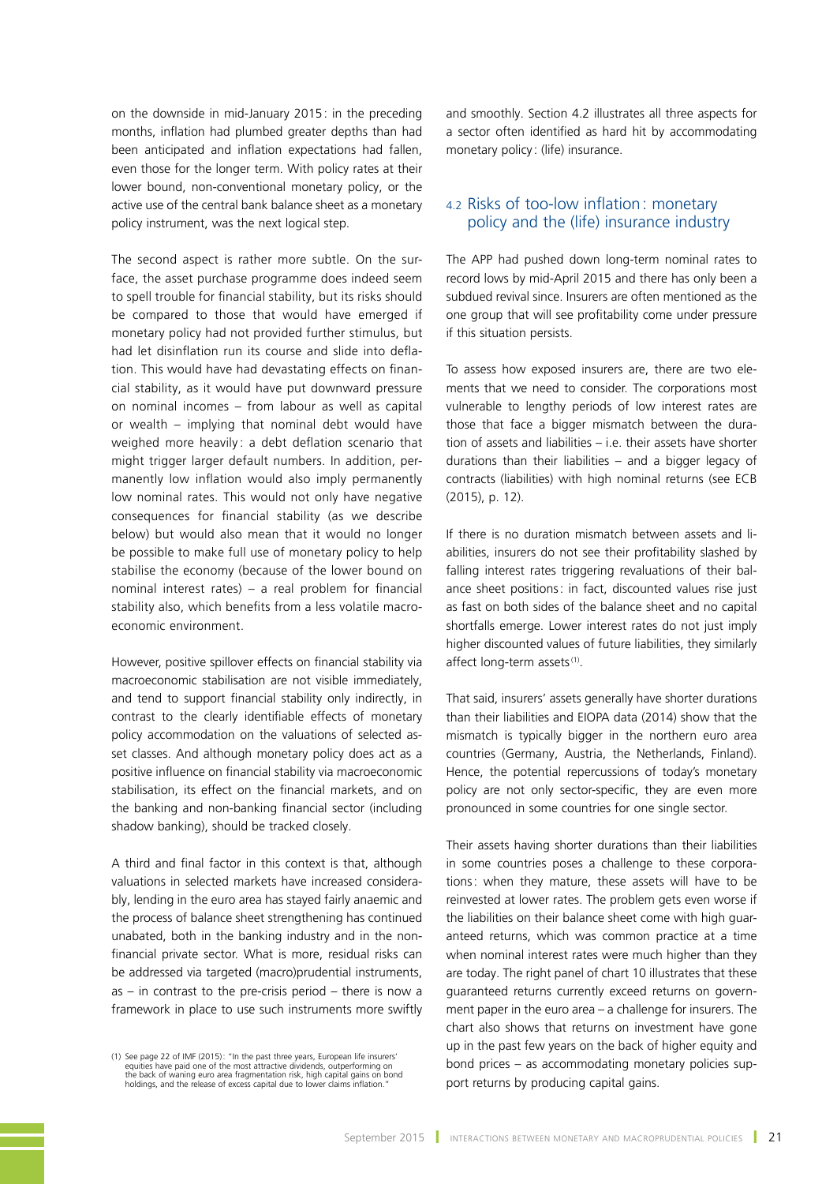on the downside in mid-January 2015: in the preceding months, inflation had plumbed greater depths than had been anticipated and inflation expectations had fallen, even those for the longer term. With policy rates at their lower bound, non-conventional monetary policy, or the active use of the central bank balance sheet as a monetary policy instrument, was the next logical step.

The second aspect is rather more subtle. On the surface, the asset purchase programme does indeed seem to spell trouble for financial stability, but its risks should be compared to those that would have emerged if monetary policy had not provided further stimulus, but had let disinflation run its course and slide into deflation. This would have had devastating effects on financial stability, as it would have put downward pressure on nominal incomes – from labour as well as capital or wealth – implying that nominal debt would have weighed more heavily: a debt deflation scenario that might trigger larger default numbers. In addition, permanently low inflation would also imply permanently low nominal rates. This would not only have negative consequences for financial stability (as we describe below) but would also mean that it would no longer be possible to make full use of monetary policy to help stabilise the economy (because of the lower bound on nominal interest rates) – a real problem for financial stability also, which benefits from a less volatile macroeconomic environment.

However, positive spillover effects on financial stability via macroeconomic stabilisation are not visible immediately, and tend to support financial stability only indirectly, in contrast to the clearly identifiable effects of monetary policy accommodation on the valuations of selected asset classes. And although monetary policy does act as a positive influence on financial stability via macroeconomic stabilisation, its effect on the financial markets, and on the banking and non-banking financial sector (including shadow banking), should be tracked closely.

A third and final factor in this context is that, although valuations in selected markets have increased considerably, lending in the euro area has stayed fairly anaemic and the process of balance sheet strengthening has continued unabated, both in the banking industry and in the non-financial private sector. What is more, residual risks can be addressed via targeted (macro)prudential instruments, as – in contrast to the pre-crisis period – there is now a framework in place to use such instruments more swiftly and smoothly. Section 4.2 illustrates all three aspects for a sector often identified as hard hit by accommodating monetary policy: (life) insurance.

## 4.2 Risks of too-low inflation: monetary policy and the (life) insurance industry

The APP had pushed down long-term nominal rates to record lows by mid-April 2015 and there has only been a subdued revival since. Insurers are often mentioned as the one group that will see profitability come under pressure if this situation persists.

To assess how exposed insurers are, there are two elements that we need to consider. The corporations most vulnerable to lengthy periods of low interest rates are those that face a bigger mismatch between the duration of assets and liabilities – i.e. their assets have shorter durations than their liabilities – and a bigger legacy of contracts (liabilities) with high nominal returns (see ECB (2015), p. 12).

If there is no duration mismatch between assets and liabilities, insurers do not see their profitability slashed by falling interest rates triggering revaluations of their balance sheet positions: in fact, discounted values rise just as fast on both sides of the balance sheet and no capital shortfalls emerge. Lower interest rates do not just imply higher discounted values of future liabilities, they similarly affect long-term assets[(1)].

That said, insurers' assets generally have shorter durations than their liabilities and EIOPA data (2014) show that the mismatch is typically bigger in the northern euro area countries (Germany, Austria, the Netherlands, Finland). Hence, the potential repercussions of today's monetary policy are not only sector-specific, they are even more pronounced in some countries for one single sector.

Their assets having shorter durations than their liabilities in some countries poses a challenge to these corporations: when they mature, these assets will have to be reinvested at lower rates. The problem gets even worse if the liabilities on their balance sheet come with high guaranteed returns, which was common practice at a time when nominal interest rates were much higher than they are today. The right panel of chart 10 illustrates that these guaranteed returns currently exceed returns on government paper in the euro area – a challenge for insurers. The chart also shows that returns on investment have gone up in the past few years on the back of higher equity and bond prices – as accommodating monetary policies support returns by producing capital gains.

(1) See page 22 of IMF (2015): "In the past three years, European life insurers' equities have paid one of the most attractive dividends, outperforming on the back of waning euro area fragmentation risk, high capital gains on bond holdings, and the release of excess capital due to lower claims inflation."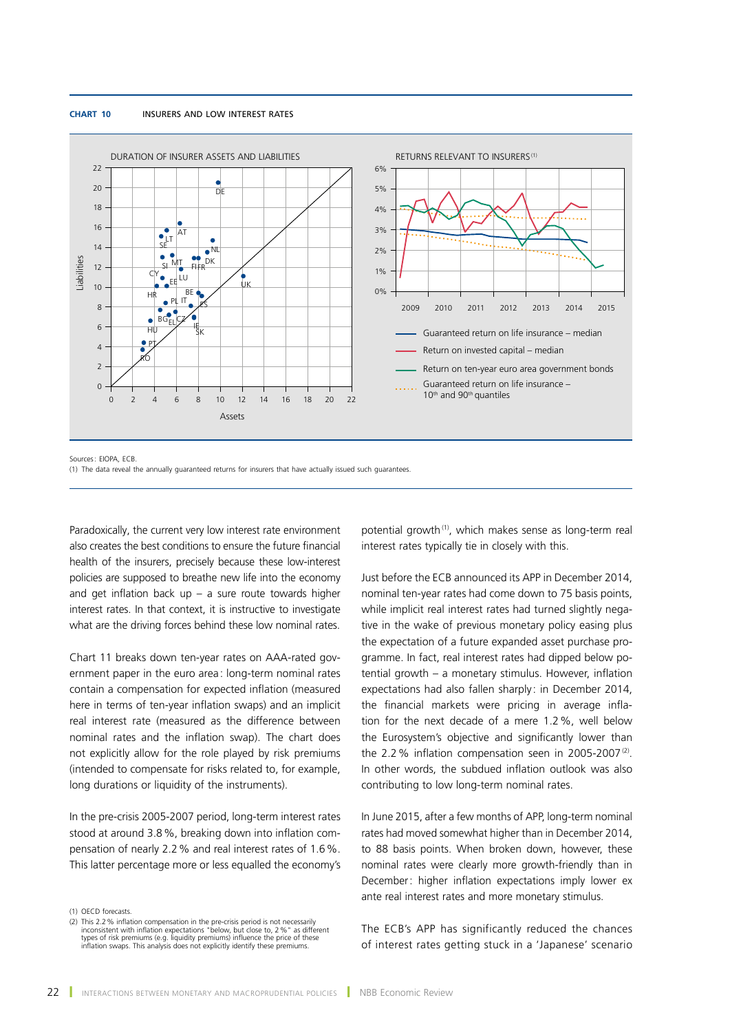**CHART 10** INSURERS AND LOW INTEREST RATES

DURATION OF INSURER ASSETS AND LIABILITIES

RETURNS RELEVANT TO INSURERS [(1)]

- Guaranteed return on life insurance – median
- Return on invested capital – median
- Return on ten-year euro area government bonds
- Guaranteed return on life insurance – 10th and 90th quantiles

Sources: EIOPA, ECB.
(1) The data reveal the annually guaranteed returns for insurers that have actually issued such guarantees.

Paradoxically, the current very low interest rate environment also creates the best conditions to ensure the future financial health of the insurers, precisely because these low-interest policies are supposed to breathe new life into the economy and get inflation back up – a sure route towards higher interest rates. In that context, it is instructive to investigate what are the driving forces behind these low nominal rates.

Chart 11 breaks down ten-year rates on AAA-rated government paper in the euro area: long-term nominal rates contain a compensation for expected inflation (measured here in terms of ten-year inflation swaps) and an implicit real interest rate (measured as the difference between nominal rates and the inflation swap). The chart does not explicitly allow for the role played by risk premiums (intended to compensate for risks related to, for example, long durations or liquidity of the instruments).

In the pre-crisis 2005-2007 period, long-term interest rates stood at around 3.8 %, breaking down into inflation compensation of nearly 2.2 % and real interest rates of 1.6 %. This latter percentage more or less equalled the economy's potential growth [(1)], which makes sense as long-term real interest rates typically tie in closely with this.

Just before the ECB announced its APP in December 2014, nominal ten-year rates had come down to 75 basis points, while implicit real interest rates had turned slightly negative in the wake of previous monetary policy easing plus the expectation of a future expanded asset purchase programme. In fact, real interest rates had dipped below potential growth – a monetary stimulus. However, inflation expectations had also fallen sharply: in December 2014, the financial markets were pricing in average inflation for the next decade of a mere 1.2 %, well below the Eurosystem's objective and significantly lower than the 2.2 % inflation compensation seen in 2005-2007 [(2)]. In other words, the subdued inflation outlook was also contributing to low long-term nominal rates.

In June 2015, after a few months of APP, long-term nominal rates had moved somewhat higher than in December 2014, to 88 basis points. When broken down, however, these nominal rates were clearly more growth-friendly than in December: higher inflation expectations imply lower ex ante real interest rates and more monetary stimulus.

The ECB's APP has significantly reduced the chances of interest rates getting stuck in a 'Japanese' scenario

(1) OECD forecasts.
(2) This 2.2 % inflation compensation in the pre-crisis period is not necessarily inconsistent with inflation expectations "below, but close to, 2 %" as different types of risk premiums (e.g. liquidity premiums) influence the price of these inflation swaps. This analysis does not explicitly identify these premiums.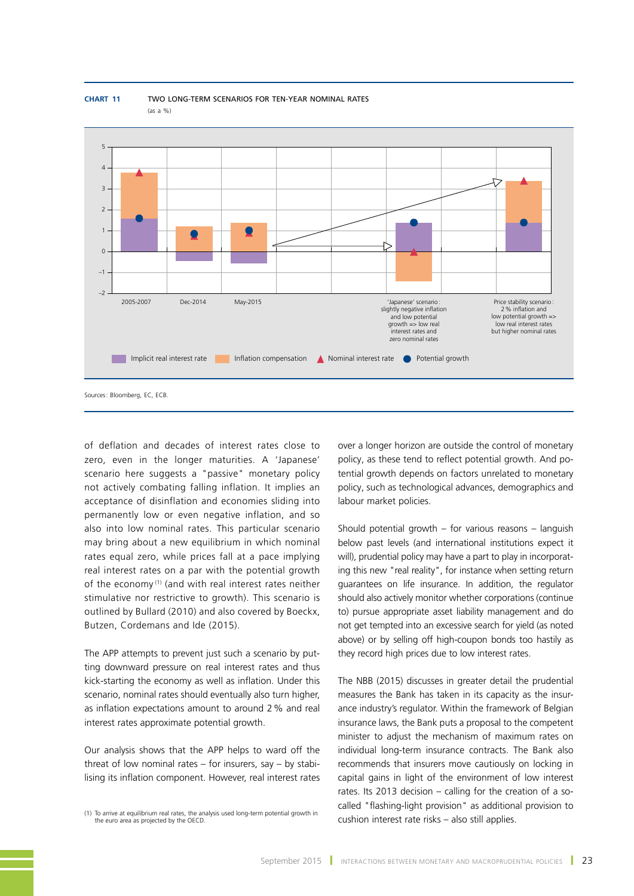**CHART 11** TWO LONG-TERM SCENARIOS FOR TEN-YEAR NOMINAL RATES
(as a %)

Sources: Bloomberg, EC, ECB.

of deflation and decades of interest rates close to zero, even in the longer maturities. A 'Japanese' scenario here suggests a "passive" monetary policy not actively combating falling inflation. It implies an acceptance of disinflation and economies sliding into permanently low or even negative inflation, and so also into low nominal rates. This particular scenario may bring about a new equilibrium in which nominal rates equal zero, while prices fall at a pace implying real interest rates on a par with the potential growth of the economy [1] (and with real interest rates neither stimulative nor restrictive to growth). This scenario is outlined by Bullard (2010) and also covered by Boeckx, Butzen, Cordemans and Ide (2015).

The APP attempts to prevent just such a scenario by putting downward pressure on real interest rates and thus kick-starting the economy as well as inflation. Under this scenario, nominal rates should eventually also turn higher, as inflation expectations amount to around 2 % and real interest rates approximate potential growth.

Our analysis shows that the APP helps to ward off the threat of low nominal rates – for insurers, say – by stabilising its inflation component. However, real interest rates over a longer horizon are outside the control of monetary policy, as these tend to reflect potential growth. And potential growth depends on factors unrelated to monetary policy, such as technological advances, demographics and labour market policies.

Should potential growth – for various reasons – languish below past levels (and international institutions expect it will), prudential policy may have a part to play in incorporating this new "real reality", for instance when setting return guarantees on life insurance. In addition, the regulator should also actively monitor whether corporations (continue to) pursue appropriate asset liability management and do not get tempted into an excessive search for yield (as noted above) or by selling off high-coupon bonds too hastily as they record high prices due to low interest rates.

The NBB (2015) discusses in greater detail the prudential measures the Bank has taken in its capacity as the insurance industry's regulator. Within the framework of Belgian insurance laws, the Bank puts a proposal to the competent minister to adjust the mechanism of maximum rates on individual long-term insurance contracts. The Bank also recommends that insurers move cautiously on locking in capital gains in light of the environment of low interest rates. Its 2013 decision – calling for the creation of a so-called "flashing-light provision" as additional provision to cushion interest rate risks – also still applies.

(1) To arrive at equilibrium real rates, the analysis used long-term potential growth in the euro area as projected by the OECD.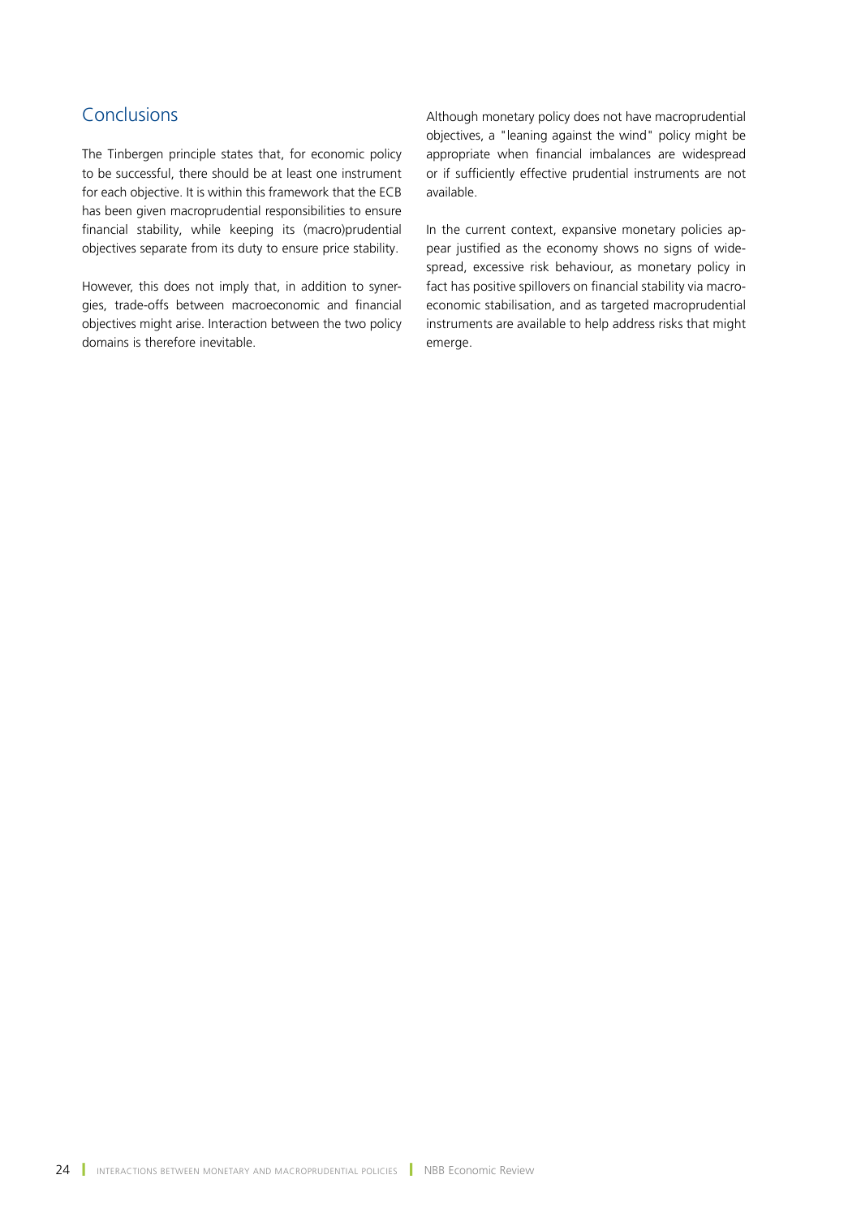## Conclusions

The Tinbergen principle states that, for economic policy to be successful, there should be at least one instrument for each objective. It is within this framework that the ECB has been given macroprudential responsibilities to ensure financial stability, while keeping its (macro)prudential objectives separate from its duty to ensure price stability.

However, this does not imply that, in addition to synergies, trade-offs between macroeconomic and financial objectives might arise. Interaction between the two policy domains is therefore inevitable.

Although monetary policy does not have macroprudential objectives, a "leaning against the wind" policy might be appropriate when financial imbalances are widespread or if sufficiently effective prudential instruments are not available.

In the current context, expansive monetary policies appear justified as the economy shows no signs of widespread, excessive risk behaviour, as monetary policy in fact has positive spillovers on financial stability via macroeconomic stabilisation, and as targeted macroprudential instruments are available to help address risks that might emerge.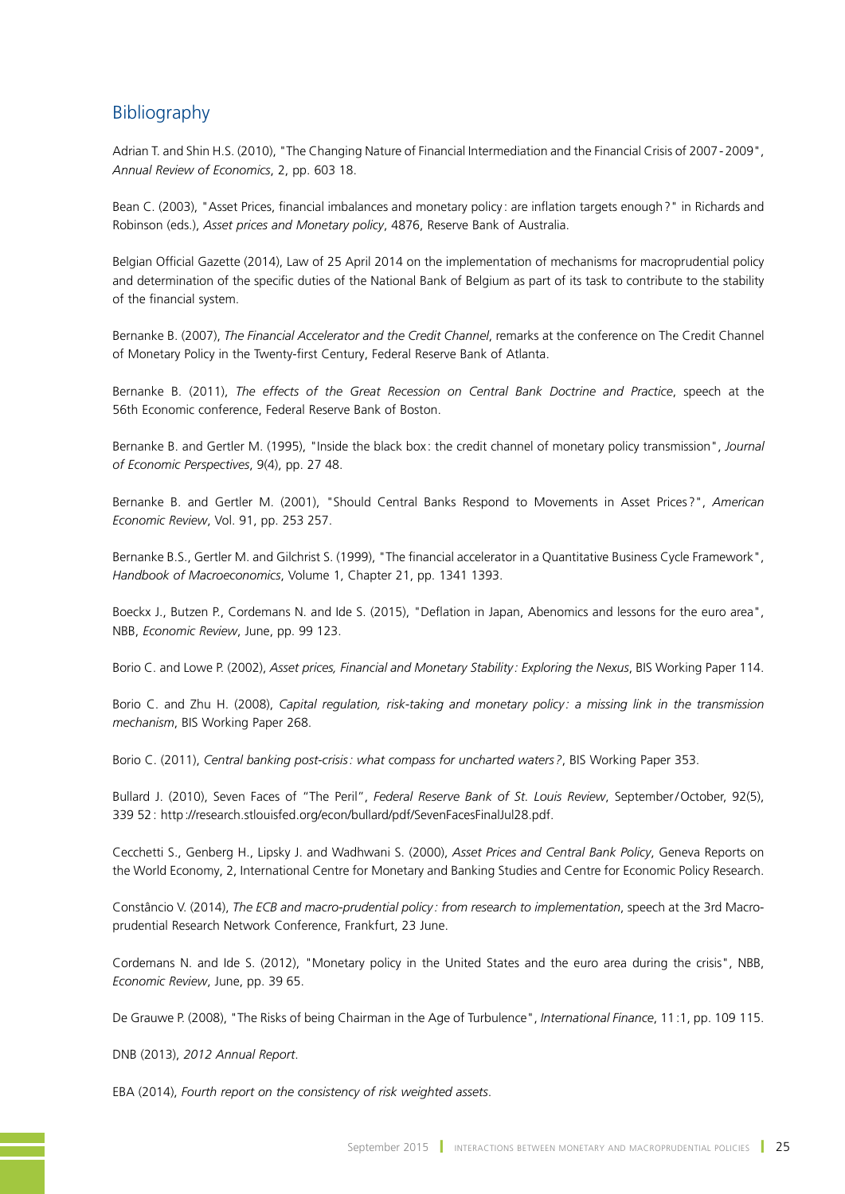## Bibliography

Adrian T. and Shin H.S. (2010), "The Changing Nature of Financial Intermediation and the Financial Crisis of 2007-2009", *Annual Review of Economics*, 2, pp. 603 18.

Bean C. (2003), "Asset Prices, financial imbalances and monetary policy: are inflation targets enough?" in Richards and Robinson (eds.), *Asset prices and Monetary policy*, 4876, Reserve Bank of Australia.

Belgian Official Gazette (2014), Law of 25 April 2014 on the implementation of mechanisms for macroprudential policy and determination of the specific duties of the National Bank of Belgium as part of its task to contribute to the stability of the financial system.

Bernanke B. (2007), *The Financial Accelerator and the Credit Channel*, remarks at the conference on The Credit Channel of Monetary Policy in the Twenty-first Century, Federal Reserve Bank of Atlanta.

Bernanke B. (2011), *The effects of the Great Recession on Central Bank Doctrine and Practice*, speech at the 56th Economic conference, Federal Reserve Bank of Boston.

Bernanke B. and Gertler M. (1995), "Inside the black box: the credit channel of monetary policy transmission", *Journal of Economic Perspectives*, 9(4), pp. 27 48.

Bernanke B. and Gertler M. (2001), "Should Central Banks Respond to Movements in Asset Prices?", *American Economic Review*, Vol. 91, pp. 253 257.

Bernanke B.S., Gertler M. and Gilchrist S. (1999), "The financial accelerator in a Quantitative Business Cycle Framework", *Handbook of Macroeconomics*, Volume 1, Chapter 21, pp. 1341 1393.

Boeckx J., Butzen P., Cordemans N. and Ide S. (2015), "Deflation in Japan, Abenomics and lessons for the euro area", NBB, *Economic Review*, June, pp. 99 123.

Borio C. and Lowe P. (2002), *Asset prices, Financial and Monetary Stability: Exploring the Nexus*, BIS Working Paper 114.

Borio C. and Zhu H. (2008), *Capital regulation, risk-taking and monetary policy: a missing link in the transmission mechanism*, BIS Working Paper 268.

Borio C. (2011), *Central banking post-crisis: what compass for uncharted waters?*, BIS Working Paper 353.

Bullard J. (2010), Seven Faces of "The Peril", *Federal Reserve Bank of St. Louis Review*, September/October, 92(5), 339 52: http://research.stlouisfed.org/econ/bullard/pdf/SevenFacesFinalJul28.pdf.

Cecchetti S., Genberg H., Lipsky J. and Wadhwani S. (2000), *Asset Prices and Central Bank Policy*, Geneva Reports on the World Economy, 2, International Centre for Monetary and Banking Studies and Centre for Economic Policy Research.

Constâncio V. (2014), *The ECB and macro-prudential policy: from research to implementation*, speech at the 3rd Macro-prudential Research Network Conference, Frankfurt, 23 June.

Cordemans N. and Ide S. (2012), "Monetary policy in the United States and the euro area during the crisis", NBB, *Economic Review*, June, pp. 39 65.

De Grauwe P. (2008), "The Risks of being Chairman in the Age of Turbulence", *International Finance*, 11:1, pp. 109 115.

DNB (2013), *2012 Annual Report*.

EBA (2014), *Fourth report on the consistency of risk weighted assets*.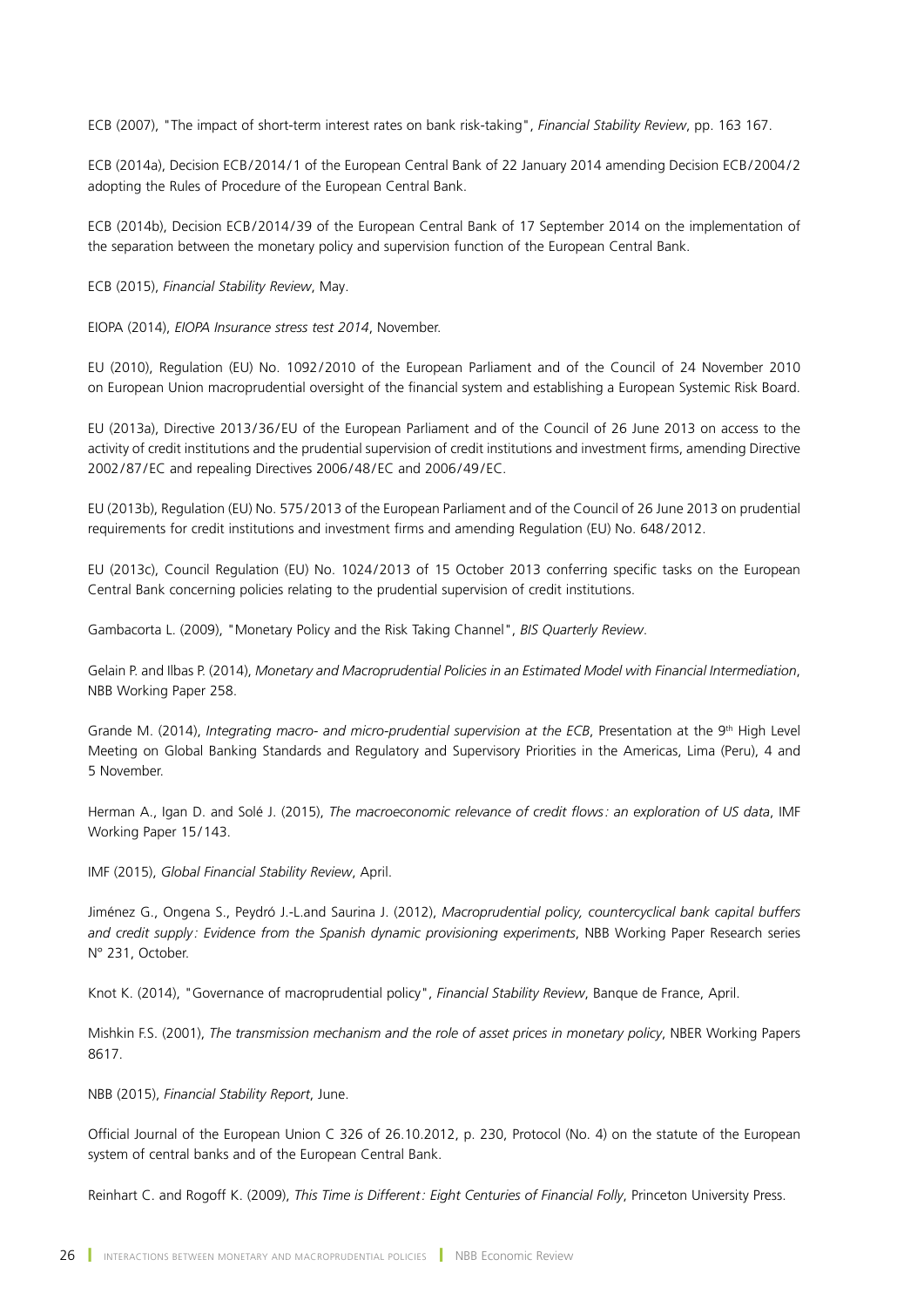ECB (2007), "The impact of short-term interest rates on bank risk-taking", *Financial Stability Review*, pp. 163 167.

ECB (2014a), Decision ECB/2014/1 of the European Central Bank of 22 January 2014 amending Decision ECB/2004/2 adopting the Rules of Procedure of the European Central Bank.

ECB (2014b), Decision ECB/2014/39 of the European Central Bank of 17 September 2014 on the implementation of the separation between the monetary policy and supervision function of the European Central Bank.

ECB (2015), *Financial Stability Review*, May.

EIOPA (2014), *EIOPA Insurance stress test 2014*, November.

EU (2010), Regulation (EU) No. 1092/2010 of the European Parliament and of the Council of 24 November 2010 on European Union macroprudential oversight of the financial system and establishing a European Systemic Risk Board.

EU (2013a), Directive 2013/36/EU of the European Parliament and of the Council of 26 June 2013 on access to the activity of credit institutions and the prudential supervision of credit institutions and investment firms, amending Directive 2002/87/EC and repealing Directives 2006/48/EC and 2006/49/EC.

EU (2013b), Regulation (EU) No. 575/2013 of the European Parliament and of the Council of 26 June 2013 on prudential requirements for credit institutions and investment firms and amending Regulation (EU) No. 648/2012.

EU (2013c), Council Regulation (EU) No. 1024/2013 of 15 October 2013 conferring specific tasks on the European Central Bank concerning policies relating to the prudential supervision of credit institutions.

Gambacorta L. (2009), "Monetary Policy and the Risk Taking Channel", *BIS Quarterly Review*.

Gelain P. and Ilbas P. (2014), *Monetary and Macroprudential Policies in an Estimated Model with Financial Intermediation*, NBB Working Paper 258.

Grande M. (2014), *Integrating macro- and micro-prudential supervision at the ECB*, Presentation at the 9th High Level Meeting on Global Banking Standards and Regulatory and Supervisory Priorities in the Americas, Lima (Peru), 4 and 5 November.

Herman A., Igan D. and Solé J. (2015), *The macroeconomic relevance of credit flows: an exploration of US data*, IMF Working Paper 15/143.

IMF (2015), *Global Financial Stability Review*, April.

Jiménez G., Ongena S., Peydró J.-L.and Saurina J. (2012), *Macroprudential policy, countercyclical bank capital buffers and credit supply: Evidence from the Spanish dynamic provisioning experiments*, NBB Working Paper Research series N° 231, October.

Knot K. (2014), "Governance of macroprudential policy", *Financial Stability Review*, Banque de France, April.

Mishkin F.S. (2001), *The transmission mechanism and the role of asset prices in monetary policy*, NBER Working Papers 8617.

NBB (2015), *Financial Stability Report*, June.

Official Journal of the European Union C 326 of 26.10.2012, p. 230, Protocol (No. 4) on the statute of the European system of central banks and of the European Central Bank.

Reinhart C. and Rogoff K. (2009), *This Time is Different: Eight Centuries of Financial Folly*, Princeton University Press.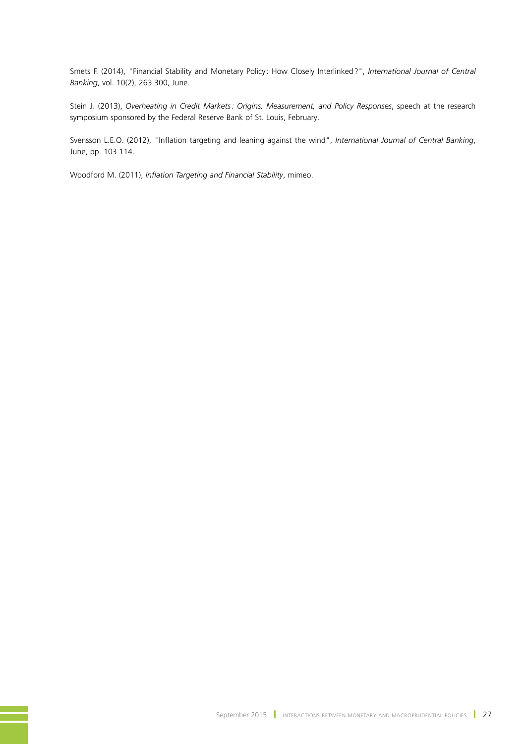Smets F. (2014), "Financial Stability and Monetary Policy: How Closely Interlinked?", *International Journal of Central Banking*, vol. 10(2), 263 300, June.

Stein J. (2013), *Overheating in Credit Markets: Origins, Measurement, and Policy Responses*, speech at the research symposium sponsored by the Federal Reserve Bank of St. Louis, February.

Svensson L.E.O. (2012), "Inflation targeting and leaning against the wind", *International Journal of Central Banking*, June, pp. 103 114.

Woodford M. (2011), *Inflation Targeting and Financial Stability*, mimeo.